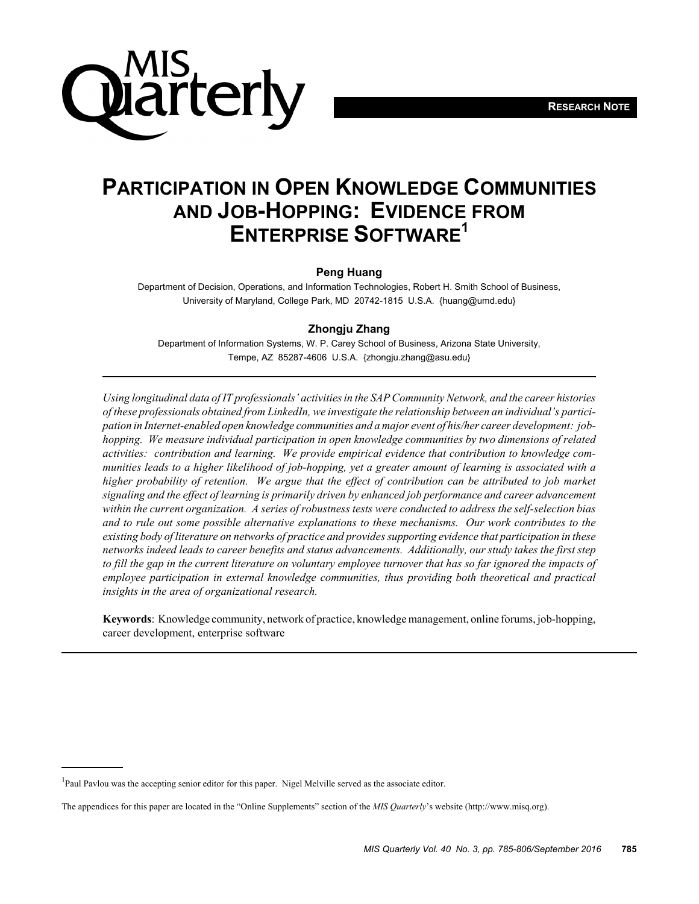**RESEARCH NOTE**

# PARTICIPATION IN OPEN KNOWLEDGE COMMUNITIES AND JOB-HOPPING: EVIDENCE FROM ENTERPRISE SOFTWARE[1]

**Peng Huang**

Department of Decision, Operations, and Information Technologies, Robert H. Smith School of Business, University of Maryland, College Park, MD 20742-1815 U.S.A. {huang@umd.edu}

**Zhongju Zhang**

Department of Information Systems, W. P. Carey School of Business, Arizona State University, Tempe, AZ 85287-4606 U.S.A. {zhongju.zhang@asu.edu}

---

*Using longitudinal data of IT professionals' activities in the SAP Community Network, and the career histories of these professionals obtained from LinkedIn, we investigate the relationship between an individual's participation in Internet-enabled open knowledge communities and a major event of his/her career development: job-hopping. We measure individual participation in open knowledge communities by two dimensions of related activities: contribution and learning. We provide empirical evidence that contribution to knowledge communities leads to a higher likelihood of job-hopping, yet a greater amount of learning is associated with a higher probability of retention. We argue that the effect of contribution can be attributed to job market signaling and the effect of learning is primarily driven by enhanced job performance and career advancement within the current organization. A series of robustness tests were conducted to address the self-selection bias and to rule out some possible alternative explanations to these mechanisms. Our work contributes to the existing body of literature on networks of practice and provides supporting evidence that participation in these networks indeed leads to career benefits and status advancements. Additionally, our study takes the first step to fill the gap in the current literature on voluntary employee turnover that has so far ignored the impacts of employee participation in external knowledge communities, thus providing both theoretical and practical insights in the area of organizational research.*

**Keywords**: Knowledge community, network of practice, knowledge management, online forums, job-hopping, career development, enterprise software

---

[1]Paul Pavlou was the accepting senior editor for this paper. Nigel Melville served as the associate editor.

The appendices for this paper are located in the "Online Supplements" section of the *MIS Quarterly*'s website (http://www.misq.org).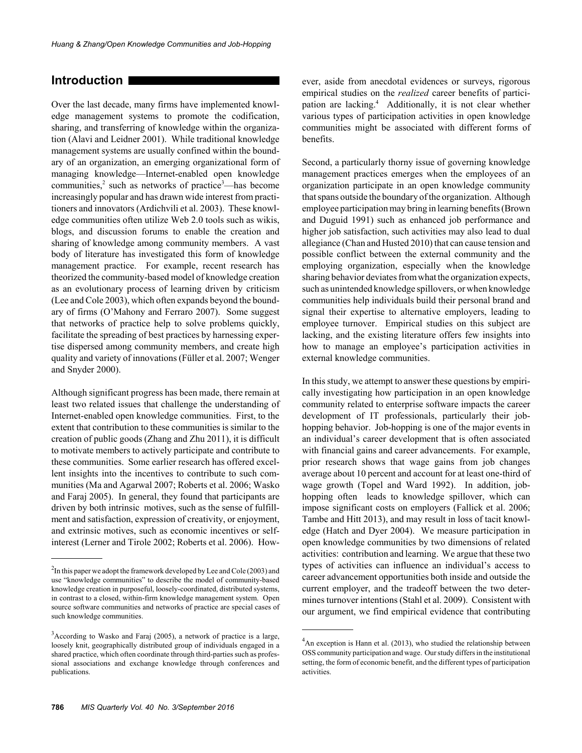## Introduction

Over the last decade, many firms have implemented knowledge management systems to promote the codification, sharing, and transferring of knowledge within the organization (Alavi and Leidner 2001). While traditional knowledge management systems are usually confined within the boundary of an organization, an emerging organizational form of managing knowledge—Internet-enabled open knowledge communities,[2] such as networks of practice[3]—has become increasingly popular and has drawn wide interest from practitioners and innovators (Ardichvili et al. 2003). These knowledge communities often utilize Web 2.0 tools such as wikis, blogs, and discussion forums to enable the creation and sharing of knowledge among community members. A vast body of literature has investigated this form of knowledge management practice. For example, recent research has theorized the community-based model of knowledge creation as an evolutionary process of learning driven by criticism (Lee and Cole 2003), which often expands beyond the boundary of firms (O'Mahony and Ferraro 2007). Some suggest that networks of practice help to solve problems quickly, facilitate the spreading of best practices by harnessing expertise dispersed among community members, and create high quality and variety of innovations (Füller et al. 2007; Wenger and Snyder 2000).

Although significant progress has been made, there remain at least two related issues that challenge the understanding of Internet-enabled open knowledge communities. First, to the extent that contribution to these communities is similar to the creation of public goods (Zhang and Zhu 2011), it is difficult to motivate members to actively participate and contribute to these communities. Some earlier research has offered excellent insights into the incentives to contribute to such communities (Ma and Agarwal 2007; Roberts et al. 2006; Wasko and Faraj 2005). In general, they found that participants are driven by both intrinsic motives, such as the sense of fulfillment and satisfaction, expression of creativity, or enjoyment, and extrinsic motives, such as economic incentives or self-interest (Lerner and Tirole 2002; Roberts et al. 2006). However, aside from anecdotal evidences or surveys, rigorous empirical studies on the *realized* career benefits of participation are lacking.[4] Additionally, it is not clear whether various types of participation activities in open knowledge communities might be associated with different forms of benefits.

Second, a particularly thorny issue of governing knowledge management practices emerges when the employees of an organization participate in an open knowledge community that spans outside the boundary of the organization. Although employee participation may bring in learning benefits (Brown and Duguid 1991) such as enhanced job performance and higher job satisfaction, such activities may also lead to dual allegiance (Chan and Husted 2010) that can cause tension and possible conflict between the external community and the employing organization, especially when the knowledge sharing behavior deviates from what the organization expects, such as unintended knowledge spillovers, or when knowledge communities help individuals build their personal brand and signal their expertise to alternative employers, leading to employee turnover. Empirical studies on this subject are lacking, and the existing literature offers few insights into how to manage an employee's participation activities in external knowledge communities.

In this study, we attempt to answer these questions by empirically investigating how participation in an open knowledge community related to enterprise software impacts the career development of IT professionals, particularly their job-hopping behavior. Job-hopping is one of the major events in an individual's career development that is often associated with financial gains and career advancements. For example, prior research shows that wage gains from job changes average about 10 percent and account for at least one-third of wage growth (Topel and Ward 1992). In addition, job-hopping often leads to knowledge spillover, which can impose significant costs on employers (Fallick et al. 2006; Tambe and Hitt 2013), and may result in loss of tacit knowledge (Hatch and Dyer 2004). We measure participation in open knowledge communities by two dimensions of related activities: contribution and learning. We argue that these two types of activities can influence an individual's access to career advancement opportunities both inside and outside the current employer, and the tradeoff between the two determines turnover intentions (Stahl et al. 2009). Consistent with our argument, we find empirical evidence that contributing

---

[2] In this paper we adopt the framework developed by Lee and Cole (2003) and use "knowledge communities" to describe the model of community-based knowledge creation in purposeful, loosely-coordinated, distributed systems, in contrast to a closed, within-firm knowledge management system. Open source software communities and networks of practice are special cases of such knowledge communities.

[3] According to Wasko and Faraj (2005), a network of practice is a large, loosely knit, geographically distributed group of individuals engaged in a shared practice, which often coordinate through third-parties such as professional associations and exchange knowledge through conferences and publications.

[4] An exception is Hann et al. (2013), who studied the relationship between OSS community participation and wage. Our study differs in the institutional setting, the form of economic benefit, and the different types of participation activities.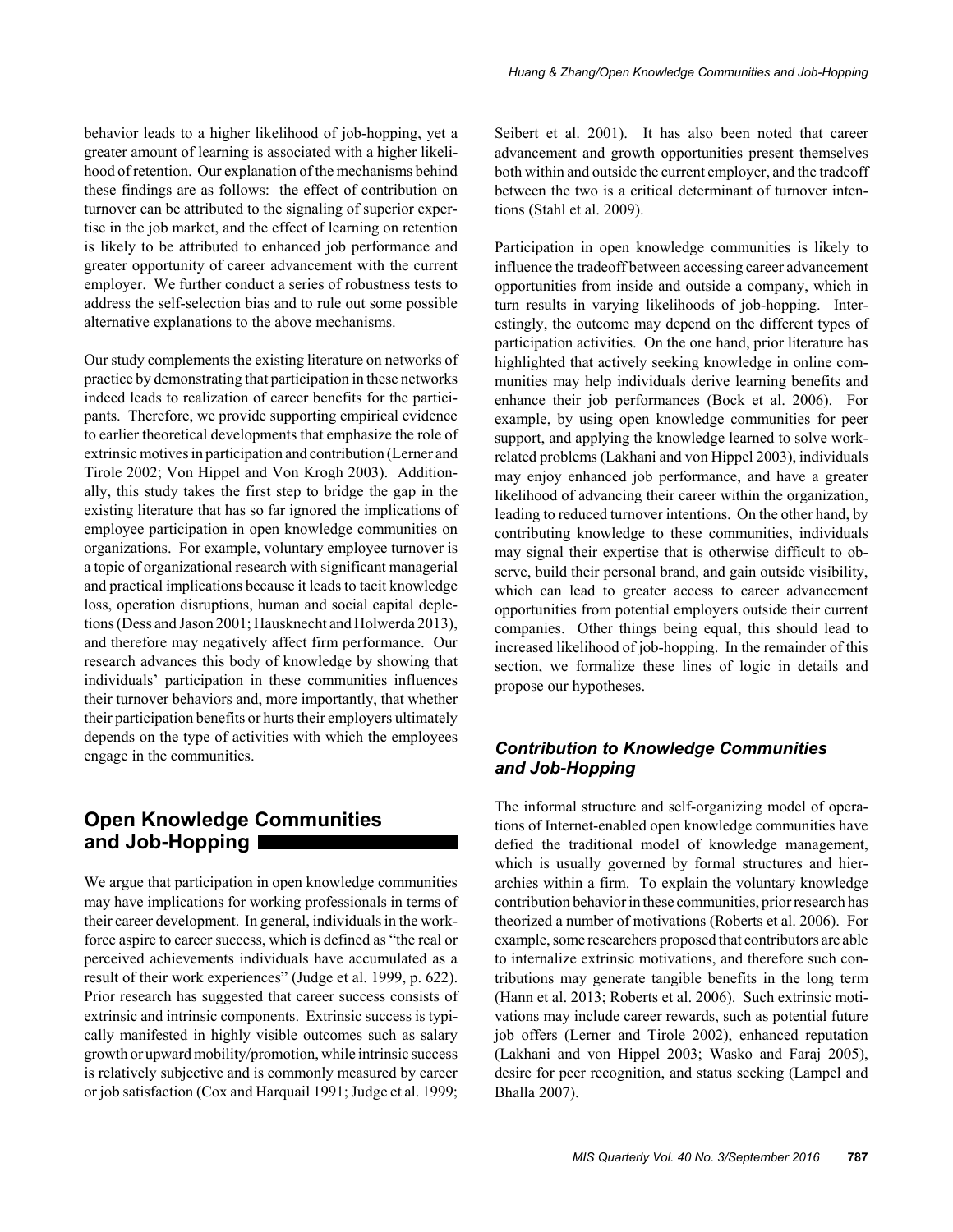behavior leads to a higher likelihood of job-hopping, yet a greater amount of learning is associated with a higher likelihood of retention. Our explanation of the mechanisms behind these findings are as follows: the effect of contribution on turnover can be attributed to the signaling of superior expertise in the job market, and the effect of learning on retention is likely to be attributed to enhanced job performance and greater opportunity of career advancement with the current employer. We further conduct a series of robustness tests to address the self-selection bias and to rule out some possible alternative explanations to the above mechanisms.

Our study complements the existing literature on networks of practice by demonstrating that participation in these networks indeed leads to realization of career benefits for the participants. Therefore, we provide supporting empirical evidence to earlier theoretical developments that emphasize the role of extrinsic motives in participation and contribution (Lerner and Tirole 2002; Von Hippel and Von Krogh 2003). Additionally, this study takes the first step to bridge the gap in the existing literature that has so far ignored the implications of employee participation in open knowledge communities on organizations. For example, voluntary employee turnover is a topic of organizational research with significant managerial and practical implications because it leads to tacit knowledge loss, operation disruptions, human and social capital depletions (Dess and Jason 2001; Hausknecht and Holwerda 2013), and therefore may negatively affect firm performance. Our research advances this body of knowledge by showing that individuals' participation in these communities influences their turnover behaviors and, more importantly, that whether their participation benefits or hurts their employers ultimately depends on the type of activities with which the employees engage in the communities.

## Open Knowledge Communities and Job-Hopping

We argue that participation in open knowledge communities may have implications for working professionals in terms of their career development. In general, individuals in the workforce aspire to career success, which is defined as "the real or perceived achievements individuals have accumulated as a result of their work experiences" (Judge et al. 1999, p. 622). Prior research has suggested that career success consists of extrinsic and intrinsic components. Extrinsic success is typically manifested in highly visible outcomes such as salary growth or upward mobility/promotion, while intrinsic success is relatively subjective and is commonly measured by career or job satisfaction (Cox and Harquail 1991; Judge et al. 1999; Seibert et al. 2001). It has also been noted that career advancement and growth opportunities present themselves both within and outside the current employer, and the tradeoff between the two is a critical determinant of turnover intentions (Stahl et al. 2009).

Participation in open knowledge communities is likely to influence the tradeoff between accessing career advancement opportunities from inside and outside a company, which in turn results in varying likelihoods of job-hopping. Interestingly, the outcome may depend on the different types of participation activities. On the one hand, prior literature has highlighted that actively seeking knowledge in online communities may help individuals derive learning benefits and enhance their job performances (Bock et al. 2006). For example, by using open knowledge communities for peer support, and applying the knowledge learned to solve work-related problems (Lakhani and von Hippel 2003), individuals may enjoy enhanced job performance, and have a greater likelihood of advancing their career within the organization, leading to reduced turnover intentions. On the other hand, by contributing knowledge to these communities, individuals may signal their expertise that is otherwise difficult to observe, build their personal brand, and gain outside visibility, which can lead to greater access to career advancement opportunities from potential employers outside their current companies. Other things being equal, this should lead to increased likelihood of job-hopping. In the remainder of this section, we formalize these lines of logic in details and propose our hypotheses.

### *Contribution to Knowledge Communities and Job-Hopping*

The informal structure and self-organizing model of operations of Internet-enabled open knowledge communities have defied the traditional model of knowledge management, which is usually governed by formal structures and hierarchies within a firm. To explain the voluntary knowledge contribution behavior in these communities, prior research has theorized a number of motivations (Roberts et al. 2006). For example, some researchers proposed that contributors are able to internalize extrinsic motivations, and therefore such contributions may generate tangible benefits in the long term (Hann et al. 2013; Roberts et al. 2006). Such extrinsic motivations may include career rewards, such as potential future job offers (Lerner and Tirole 2002), enhanced reputation (Lakhani and von Hippel 2003; Wasko and Faraj 2005), desire for peer recognition, and status seeking (Lampel and Bhalla 2007).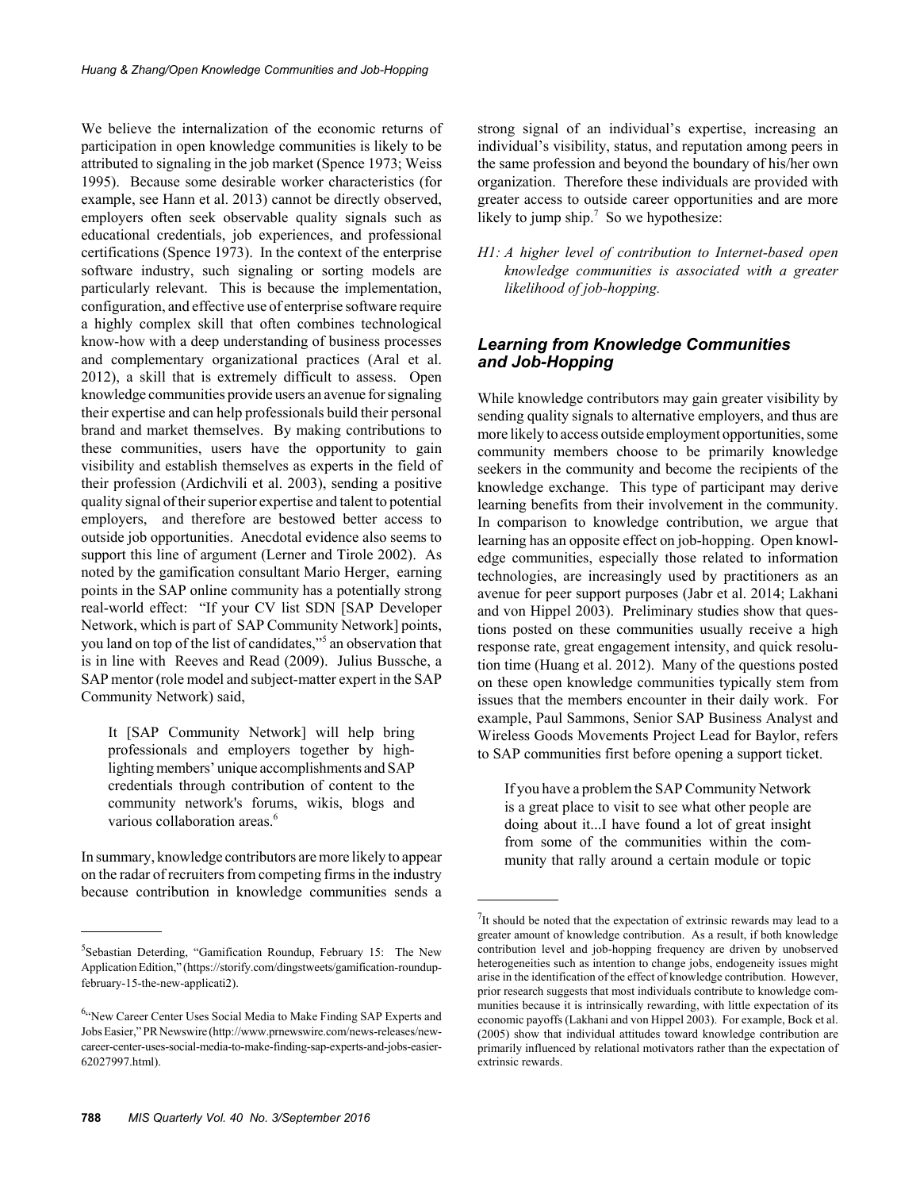We believe the internalization of the economic returns of participation in open knowledge communities is likely to be attributed to signaling in the job market (Spence 1973; Weiss 1995). Because some desirable worker characteristics (for example, see Hann et al. 2013) cannot be directly observed, employers often seek observable quality signals such as educational credentials, job experiences, and professional certifications (Spence 1973). In the context of the enterprise software industry, such signaling or sorting models are particularly relevant. This is because the implementation, configuration, and effective use of enterprise software require a highly complex skill that often combines technological know-how with a deep understanding of business processes and complementary organizational practices (Aral et al. 2012), a skill that is extremely difficult to assess. Open knowledge communities provide users an avenue for signaling their expertise and can help professionals build their personal brand and market themselves. By making contributions to these communities, users have the opportunity to gain visibility and establish themselves as experts in the field of their profession (Ardichvili et al. 2003), sending a positive quality signal of their superior expertise and talent to potential employers, and therefore are bestowed better access to outside job opportunities. Anecdotal evidence also seems to support this line of argument (Lerner and Tirole 2002). As noted by the gamification consultant Mario Herger, earning points in the SAP online community has a potentially strong real-world effect: "If your CV list SDN [SAP Developer Network, which is part of SAP Community Network] points, you land on top of the list of candidates,"[5] an observation that is in line with Reeves and Read (2009). Julius Bussche, a SAP mentor (role model and subject-matter expert in the SAP Community Network) said,

> It [SAP Community Network] will help bring professionals and employers together by highlighting members' unique accomplishments and SAP credentials through contribution of content to the community network's forums, wikis, blogs and various collaboration areas.[6]

In summary, knowledge contributors are more likely to appear on the radar of recruiters from competing firms in the industry because contribution in knowledge communities sends a strong signal of an individual's expertise, increasing an individual's visibility, status, and reputation among peers in the same profession and beyond the boundary of his/her own organization. Therefore these individuals are provided with greater access to outside career opportunities and are more likely to jump ship.[7] So we hypothesize:

*H1: A higher level of contribution to Internet-based open knowledge communities is associated with a greater likelihood of job-hopping.*

### Learning from Knowledge Communities and Job-Hopping

While knowledge contributors may gain greater visibility by sending quality signals to alternative employers, and thus are more likely to access outside employment opportunities, some community members choose to be primarily knowledge seekers in the community and become the recipients of the knowledge exchange. This type of participant may derive learning benefits from their involvement in the community. In comparison to knowledge contribution, we argue that learning has an opposite effect on job-hopping. Open knowledge communities, especially those related to information technologies, are increasingly used by practitioners as an avenue for peer support purposes (Jabr et al. 2014; Lakhani and von Hippel 2003). Preliminary studies show that questions posted on these communities usually receive a high response rate, great engagement intensity, and quick resolution time (Huang et al. 2012). Many of the questions posted on these open knowledge communities typically stem from issues that the members encounter in their daily work. For example, Paul Sammons, Senior SAP Business Analyst and Wireless Goods Movements Project Lead for Baylor, refers to SAP communities first before opening a support ticket.

> If you have a problem the SAP Community Network is a great place to visit to see what other people are doing about it...I have found a lot of great insight from some of the communities within the community that rally around a certain module or topic

---

[5] Sebastian Deterding, "Gamification Roundup, February 15: The New Application Edition," (https://storify.com/dingstweets/gamification-roundup-february-15-the-new-applicati2).

[6] "New Career Center Uses Social Media to Make Finding SAP Experts and Jobs Easier," PR Newswire (http://www.prnewswire.com/news-releases/new-career-center-uses-social-media-to-make-finding-sap-experts-and-jobs-easier-62027997.html).

[7] It should be noted that the expectation of extrinsic rewards may lead to a greater amount of knowledge contribution. As a result, if both knowledge contribution level and job-hopping frequency are driven by unobserved heterogeneities such as intention to change jobs, endogeneity issues might arise in the identification of the effect of knowledge contribution. However, prior research suggests that most individuals contribute to knowledge communities because it is intrinsically rewarding, with little expectation of its economic payoffs (Lakhani and von Hippel 2003). For example, Bock et al. (2005) show that individual attitudes toward knowledge contribution are primarily influenced by relational motivators rather than the expectation of extrinsic rewards.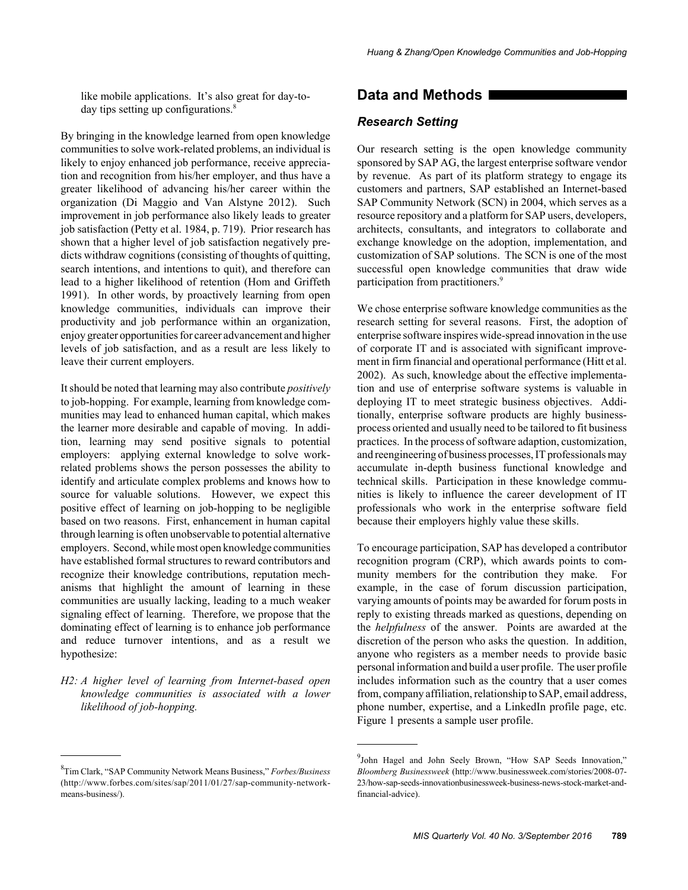like mobile applications. It's also great for day-to-day tips setting up configurations.[8]

By bringing in the knowledge learned from open knowledge communities to solve work-related problems, an individual is likely to enjoy enhanced job performance, receive appreciation and recognition from his/her employer, and thus have a greater likelihood of advancing his/her career within the organization (Di Maggio and Van Alstyne 2012). Such improvement in job performance also likely leads to greater job satisfaction (Petty et al. 1984, p. 719). Prior research has shown that a higher level of job satisfaction negatively predicts withdraw cognitions (consisting of thoughts of quitting, search intentions, and intentions to quit), and therefore can lead to a higher likelihood of retention (Hom and Griffeth 1991). In other words, by proactively learning from open knowledge communities, individuals can improve their productivity and job performance within an organization, enjoy greater opportunities for career advancement and higher levels of job satisfaction, and as a result are less likely to leave their current employers.

It should be noted that learning may also contribute *positively* to job-hopping. For example, learning from knowledge communities may lead to enhanced human capital, which makes the learner more desirable and capable of moving. In addition, learning may send positive signals to potential employers: applying external knowledge to solve work-related problems shows the person possesses the ability to identify and articulate complex problems and knows how to source for valuable solutions. However, we expect this positive effect of learning on job-hopping to be negligible based on two reasons. First, enhancement in human capital through learning is often unobservable to potential alternative employers. Second, while most open knowledge communities have established formal structures to reward contributors and recognize their knowledge contributions, reputation mechanisms that highlight the amount of learning in these communities are usually lacking, leading to a much weaker signaling effect of learning. Therefore, we propose that the dominating effect of learning is to enhance job performance and reduce turnover intentions, and as a result we hypothesize:

*H2: A higher level of learning from Internet-based open knowledge communities is associated with a lower likelihood of job-hopping.*

[8] Tim Clark, "SAP Community Network Means Business," *Forbes/Business* (http://www.forbes.com/sites/sap/2011/01/27/sap-community-network-means-business/).

## Data and Methods

### Research Setting

Our research setting is the open knowledge community sponsored by SAP AG, the largest enterprise software vendor by revenue. As part of its platform strategy to engage its customers and partners, SAP established an Internet-based SAP Community Network (SCN) in 2004, which serves as a resource repository and a platform for SAP users, developers, architects, consultants, and integrators to collaborate and exchange knowledge on the adoption, implementation, and customization of SAP solutions. The SCN is one of the most successful open knowledge communities that draw wide participation from practitioners.[9]

We chose enterprise software knowledge communities as the research setting for several reasons. First, the adoption of enterprise software inspires wide-spread innovation in the use of corporate IT and is associated with significant improvement in firm financial and operational performance (Hitt et al. 2002). As such, knowledge about the effective implementation and use of enterprise software systems is valuable in deploying IT to meet strategic business objectives. Additionally, enterprise software products are highly business-process oriented and usually need to be tailored to fit business practices. In the process of software adaption, customization, and reengineering of business processes, IT professionals may accumulate in-depth business functional knowledge and technical skills. Participation in these knowledge communities is likely to influence the career development of IT professionals who work in the enterprise software field because their employers highly value these skills.

To encourage participation, SAP has developed a contributor recognition program (CRP), which awards points to community members for the contribution they make. For example, in the case of forum discussion participation, varying amounts of points may be awarded for forum posts in reply to existing threads marked as questions, depending on the *helpfulness* of the answer. Points are awarded at the discretion of the person who asks the question. In addition, anyone who registers as a member needs to provide basic personal information and build a user profile. The user profile includes information such as the country that a user comes from, company affiliation, relationship to SAP, email address, phone number, expertise, and a LinkedIn profile page, etc. Figure 1 presents a sample user profile.

[9] John Hagel and John Seely Brown, "How SAP Seeds Innovation," *Bloomberg Businessweek* (http://www.businessweek.com/stories/2008-07-23/how-sap-seeds-innovationbusinessweek-business-news-stock-market-and-financial-advice).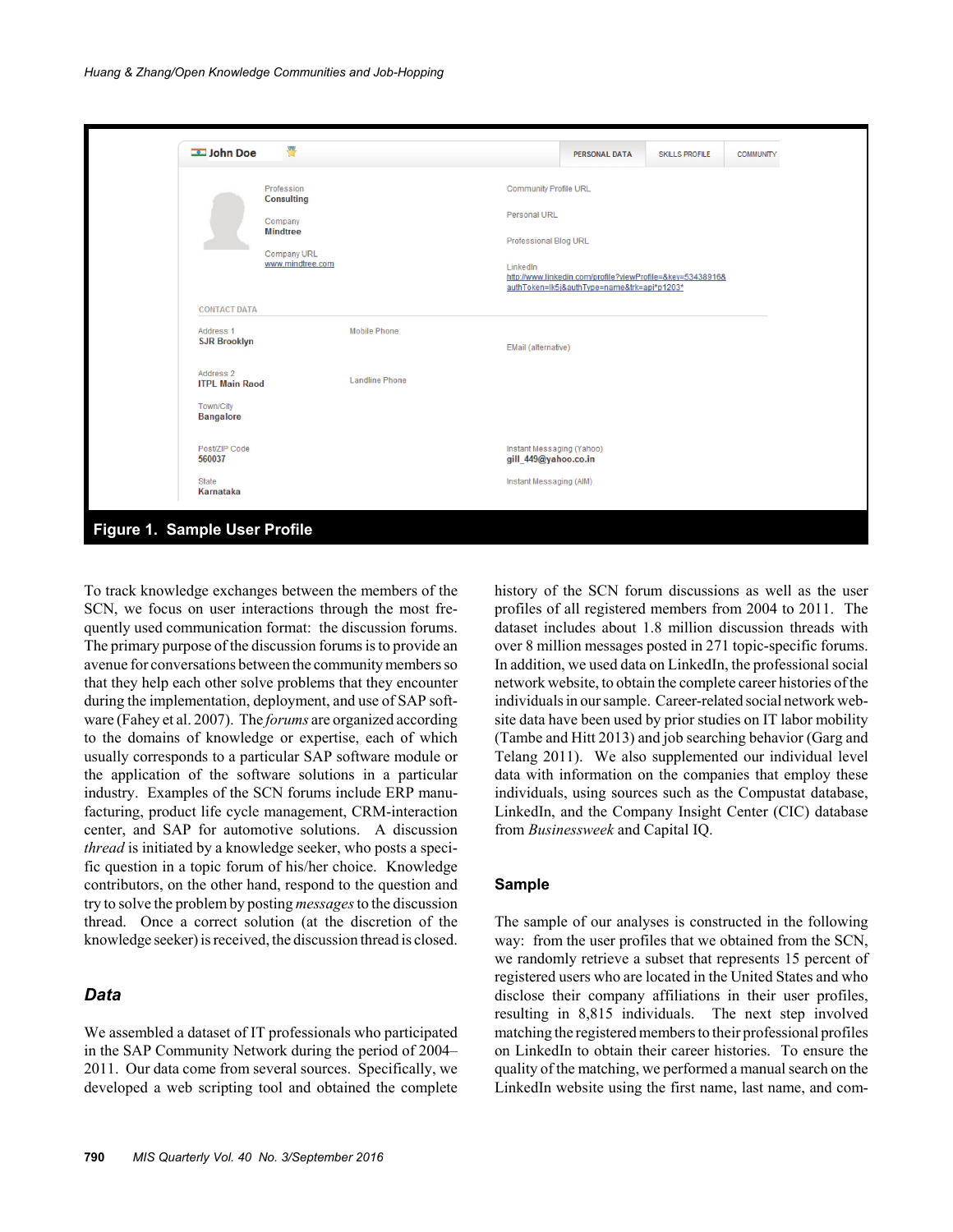Figure 1. Sample User Profile

To track knowledge exchanges between the members of the SCN, we focus on user interactions through the most frequently used communication format: the discussion forums. The primary purpose of the discussion forums is to provide an avenue for conversations between the community members so that they help each other solve problems that they encounter during the implementation, deployment, and use of SAP software (Fahey et al. 2007). The *forums* are organized according to the domains of knowledge or expertise, each of which usually corresponds to a particular SAP software module or the application of the software solutions in a particular industry. Examples of the SCN forums include ERP manufacturing, product life cycle management, CRM-interaction center, and SAP for automotive solutions. A discussion *thread* is initiated by a knowledge seeker, who posts a specific question in a topic forum of his/her choice. Knowledge contributors, on the other hand, respond to the question and try to solve the problem by posting *messages* to the discussion thread. Once a correct solution (at the discretion of the knowledge seeker) is received, the discussion thread is closed.

### *Data*

We assembled a dataset of IT professionals who participated in the SAP Community Network during the period of 2004–2011. Our data come from several sources. Specifically, we developed a web scripting tool and obtained the complete history of the SCN forum discussions as well as the user profiles of all registered members from 2004 to 2011. The dataset includes about 1.8 million discussion threads with over 8 million messages posted in 271 topic-specific forums. In addition, we used data on LinkedIn, the professional social network website, to obtain the complete career histories of the individuals in our sample. Career-related social network website data have been used by prior studies on IT labor mobility (Tambe and Hitt 2013) and job searching behavior (Garg and Telang 2011). We also supplemented our individual level data with information on the companies that employ these individuals, using sources such as the Compustat database, LinkedIn, and the Company Insight Center (CIC) database from *Businessweek* and Capital IQ.

### Sample

The sample of our analyses is constructed in the following way: from the user profiles that we obtained from the SCN, we randomly retrieve a subset that represents 15 percent of registered users who are located in the United States and who disclose their company affiliations in their user profiles, resulting in 8,815 individuals. The next step involved matching the registered members to their professional profiles on LinkedIn to obtain their career histories. To ensure the quality of the matching, we performed a manual search on the LinkedIn website using the first name, last name, and com-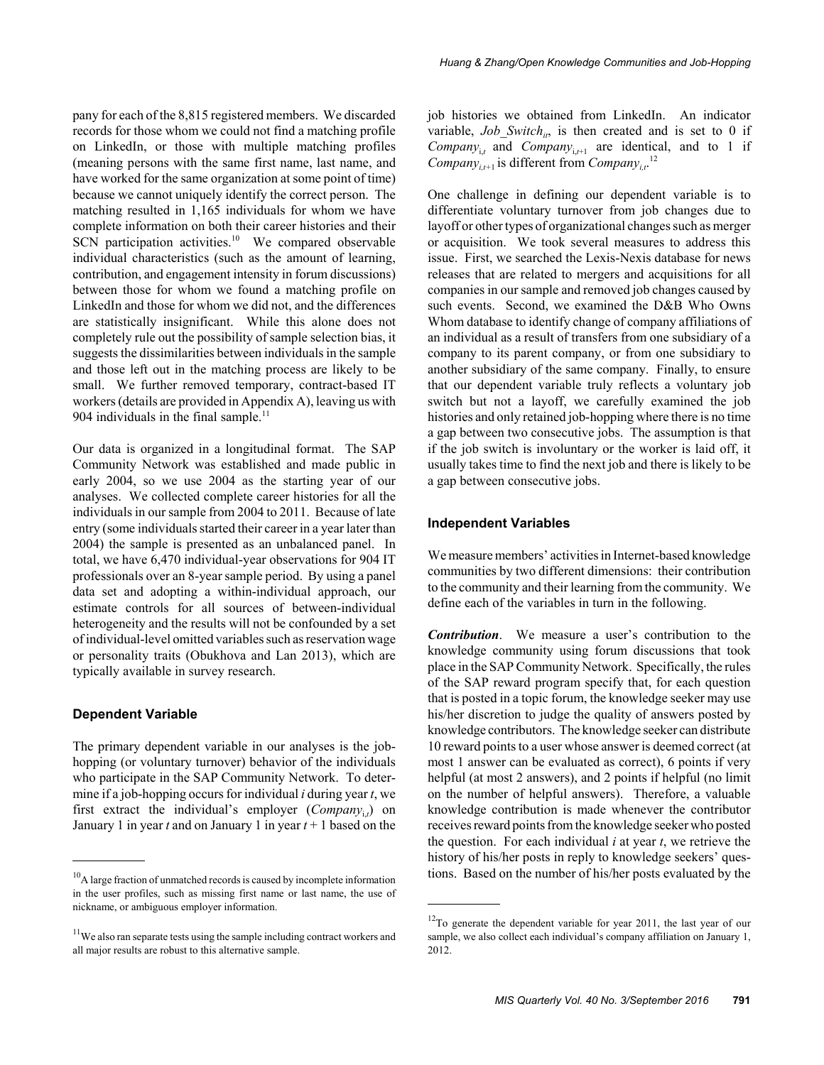pany for each of the 8,815 registered members. We discarded records for those whom we could not find a matching profile on LinkedIn, or those with multiple matching profiles (meaning persons with the same first name, last name, and have worked for the same organization at some point of time) because we cannot uniquely identify the correct person. The matching resulted in 1,165 individuals for whom we have complete information on both their career histories and their SCN participation activities.[10] We compared observable individual characteristics (such as the amount of learning, contribution, and engagement intensity in forum discussions) between those for whom we found a matching profile on LinkedIn and those for whom we did not, and the differences are statistically insignificant. While this alone does not completely rule out the possibility of sample selection bias, it suggests the dissimilarities between individuals in the sample and those left out in the matching process are likely to be small. We further removed temporary, contract-based IT workers (details are provided in Appendix A), leaving us with 904 individuals in the final sample.[11]

Our data is organized in a longitudinal format. The SAP Community Network was established and made public in early 2004, so we use 2004 as the starting year of our analyses. We collected complete career histories for all the individuals in our sample from 2004 to 2011. Because of late entry (some individuals started their career in a year later than 2004) the sample is presented as an unbalanced panel. In total, we have 6,470 individual-year observations for 904 IT professionals over an 8-year sample period. By using a panel data set and adopting a within-individual approach, our estimate controls for all sources of between-individual heterogeneity and the results will not be confounded by a set of individual-level omitted variables such as reservation wage or personality traits (Obukhova and Lan 2013), which are typically available in survey research.

### Dependent Variable

The primary dependent variable in our analyses is the job-hopping (or voluntary turnover) behavior of the individuals who participate in the SAP Community Network. To determine if a job-hopping occurs for individual *i* during year *t*, we first extract the individual's employer ($Company_{i,t}$) on January 1 in year *t* and on January 1 in year $t + 1$ based on the job histories we obtained from LinkedIn. An indicator variable, $Job\_Switch_{it}$, is then created and is set to 0 if $Company_{i,t}$ and $Company_{i,t+1}$ are identical, and to 1 if $Company_{i,t+1}$ is different from $Company_{i,t}$.[12]

One challenge in defining our dependent variable is to differentiate voluntary turnover from job changes due to layoff or other types of organizational changes such as merger or acquisition. We took several measures to address this issue. First, we searched the Lexis-Nexis database for news releases that are related to mergers and acquisitions for all companies in our sample and removed job changes caused by such events. Second, we examined the D&B Who Owns Whom database to identify change of company affiliations of an individual as a result of transfers from one subsidiary of a company to its parent company, or from one subsidiary to another subsidiary of the same company. Finally, to ensure that our dependent variable truly reflects a voluntary job switch but not a layoff, we carefully examined the job histories and only retained job-hopping where there is no time a gap between two consecutive jobs. The assumption is that if the job switch is involuntary or the worker is laid off, it usually takes time to find the next job and there is likely to be a gap between consecutive jobs.

### Independent Variables

We measure members' activities in Internet-based knowledge communities by two different dimensions: their contribution to the community and their learning from the community. We define each of the variables in turn in the following.

***Contribution***. We measure a user's contribution to the knowledge community using forum discussions that took place in the SAP Community Network. Specifically, the rules of the SAP reward program specify that, for each question that is posted in a topic forum, the knowledge seeker may use his/her discretion to judge the quality of answers posted by knowledge contributors. The knowledge seeker can distribute 10 reward points to a user whose answer is deemed correct (at most 1 answer can be evaluated as correct), 6 points if very helpful (at most 2 answers), and 2 points if helpful (no limit on the number of helpful answers). Therefore, a valuable knowledge contribution is made whenever the contributor receives reward points from the knowledge seeker who posted the question. For each individual *i* at year *t*, we retrieve the history of his/her posts in reply to knowledge seekers' questions. Based on the number of his/her posts evaluated by the

---

[10] A large fraction of unmatched records is caused by incomplete information in the user profiles, such as missing first name or last name, the use of nickname, or ambiguous employer information.

[11] We also ran separate tests using the sample including contract workers and all major results are robust to this alternative sample.

[12] To generate the dependent variable for year 2011, the last year of our sample, we also collect each individual's company affiliation on January 1, 2012.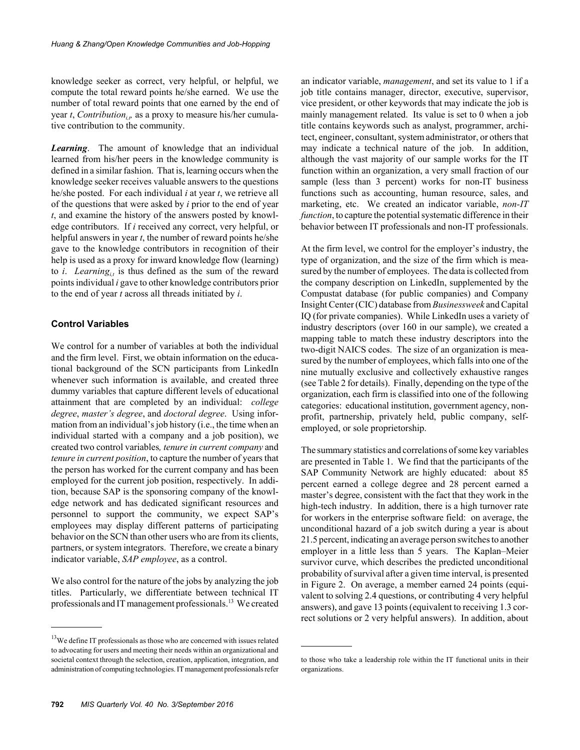knowledge seeker as correct, very helpful, or helpful, we compute the total reward points he/she earned. We use the number of total reward points that one earned by the end of year $t$, $Contribution_{i,t}$, as a proxy to measure his/her cumulative contribution to the community.

***Learning***. The amount of knowledge that an individual learned from his/her peers in the knowledge community is defined in a similar fashion. That is, learning occurs when the knowledge seeker receives valuable answers to the questions he/she posted. For each individual $i$ at year $t$, we retrieve all of the questions that were asked by $i$ prior to the end of year $t$, and examine the history of the answers posted by knowledge contributors. If $i$ received any correct, very helpful, or helpful answers in year $t$, the number of reward points he/she gave to the knowledge contributors in recognition of their help is used as a proxy for inward knowledge flow (learning) to $i$. $Learning_{i,t}$ is thus defined as the sum of the reward points individual $i$ gave to other knowledge contributors prior to the end of year $t$ across all threads initiated by $i$.

### Control Variables

We control for a number of variables at both the individual and the firm level. First, we obtain information on the educational background of the SCN participants from LinkedIn whenever such information is available, and created three dummy variables that capture different levels of educational attainment that are completed by an individual: *college degree*, *master's degree*, and *doctoral degree*. Using information from an individual's job history (i.e., the time when an individual started with a company and a job position), we created two control variables*, tenure in current company* and *tenure in current position*, to capture the number of years that the person has worked for the current company and has been employed for the current job position, respectively. In addition, because SAP is the sponsoring company of the knowledge network and has dedicated significant resources and personnel to support the community, we expect SAP's employees may display different patterns of participating behavior on the SCN than other users who are from its clients, partners, or system integrators. Therefore, we create a binary indicator variable, *SAP employee*, as a control.

We also control for the nature of the jobs by analyzing the job titles. Particularly, we differentiate between technical IT professionals and IT management professionals.[13] We created an indicator variable, *management*, and set its value to 1 if a job title contains manager, director, executive, supervisor, vice president, or other keywords that may indicate the job is mainly management related. Its value is set to 0 when a job title contains keywords such as analyst, programmer, architect, engineer, consultant, system administrator, or others that may indicate a technical nature of the job. In addition, although the vast majority of our sample works for the IT function within an organization, a very small fraction of our sample (less than 3 percent) works for non-IT business functions such as accounting, human resource, sales, and marketing, etc. We created an indicator variable, *non-IT function*, to capture the potential systematic difference in their behavior between IT professionals and non-IT professionals.

At the firm level, we control for the employer's industry, the type of organization, and the size of the firm which is measured by the number of employees. The data is collected from the company description on LinkedIn, supplemented by the Compustat database (for public companies) and Company Insight Center (CIC) database from *Businessweek* and Capital IQ (for private companies). While LinkedIn uses a variety of industry descriptors (over 160 in our sample), we created a mapping table to match these industry descriptors into the two-digit NAICS codes. The size of an organization is measured by the number of employees, which falls into one of the nine mutually exclusive and collectively exhaustive ranges (see Table 2 for details). Finally, depending on the type of the organization, each firm is classified into one of the following categories: educational institution, government agency, nonprofit, partnership, privately held, public company, self-employed, or sole proprietorship.

The summary statistics and correlations of some key variables are presented in Table 1. We find that the participants of the SAP Community Network are highly educated: about 85 percent earned a college degree and 28 percent earned a master's degree, consistent with the fact that they work in the high-tech industry. In addition, there is a high turnover rate for workers in the enterprise software field: on average, the unconditional hazard of a job switch during a year is about 21.5 percent, indicating an average person switches to another employer in a little less than 5 years. The Kaplan–Meier survivor curve, which describes the predicted unconditional probability of survival after a given time interval, is presented in Figure 2. On average, a member earned 24 points (equivalent to solving 2.4 questions, or contributing 4 very helpful answers), and gave 13 points (equivalent to receiving 1.3 correct solutions or 2 very helpful answers). In addition, about

---

[13]We define IT professionals as those who are concerned with issues related to advocating for users and meeting their needs within an organizational and societal context through the selection, creation, application, integration, and administration of computing technologies. IT management professionals refer to those who take a leadership role within the IT functional units in their organizations.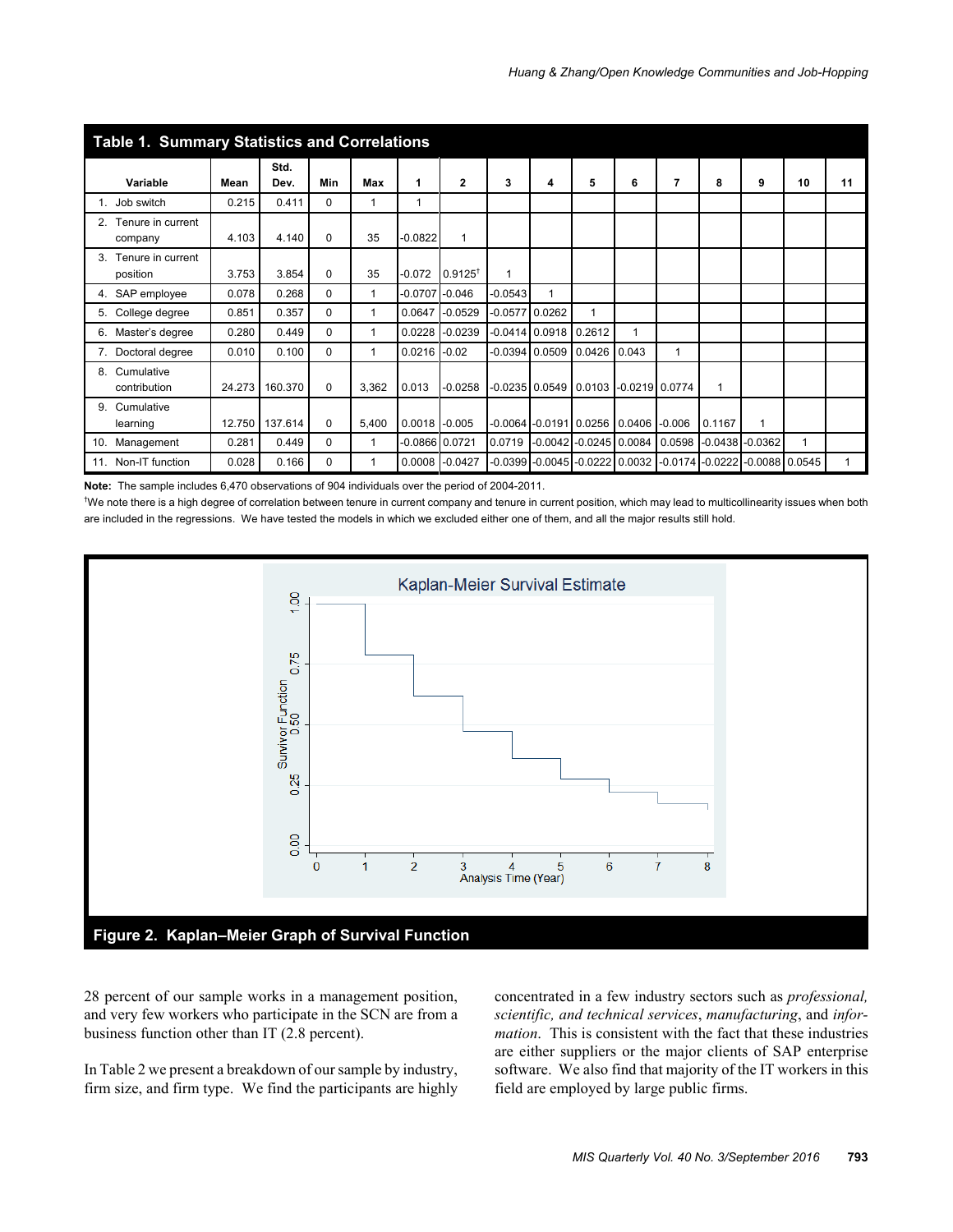**Table 1. Summary Statistics and Correlations**

| Variable | Mean | Std. Dev. | Min | Max | 1 | 2 | 3 | 4 | 5 | 6 | 7 | 8 | 9 | 10 | 11 |
|---|---|---|---|---|---|---|---|---|---|---|---|---|---|---|---|
| 1. Job switch | 0.215 | 0.411 | 0 | 1 | 1 | | | | | | | | | | |
| 2. Tenure in current company | 4.103 | 4.140 | 0 | 35 | -0.0822 | 1 | | | | | | | | | |
| 3. Tenure in current position | 3.753 | 3.854 | 0 | 35 | -0.072 | 0.9125† | 1 | | | | | | | | |
| 4. SAP employee | 0.078 | 0.268 | 0 | 1 | -0.0707 | -0.046 | -0.0543 | 1 | | | | | | | |
| 5. College degree | 0.851 | 0.357 | 0 | 1 | 0.0647 | -0.0529 | -0.0577 | 0.0262 | 1 | | | | | | |
| 6. Master's degree | 0.280 | 0.449 | 0 | 1 | 0.0228 | -0.0239 | -0.0414 | 0.0918 | 0.2612 | 1 | | | | | |
| 7. Doctoral degree | 0.010 | 0.100 | 0 | 1 | 0.0216 | -0.02 | -0.0394 | 0.0509 | 0.0426 | 0.043 | 1 | | | | |
| 8. Cumulative contribution | 24.273 | 160.370 | 0 | 3,362 | 0.013 | -0.0258 | -0.0235 | 0.0549 | 0.0103 | -0.0219 | 0.0774 | 1 | | | |
| 9. Cumulative learning | 12.750 | 137.614 | 0 | 5,400 | 0.0018 | -0.005 | -0.0064 | -0.0191 | 0.0256 | 0.0406 | -0.006 | 0.1167 | 1 | | |
| 10. Management | 0.281 | 0.449 | 0 | 1 | -0.0866 | 0.0721 | 0.0719 | -0.0042 | -0.0245 | 0.0084 | 0.0598 | -0.0438 | -0.0362 | 1 | |
| 11. Non-IT function | 0.028 | 0.166 | 0 | 1 | 0.0008 | -0.0427 | -0.0399 | -0.0045 | -0.0222 | 0.0032 | -0.0174 | -0.0222 | -0.0088 | 0.0545 | 1 |

**Note:** The sample includes 6,470 observations of 904 individuals over the period of 2004-2011.

†We note there is a high degree of correlation between tenure in current company and tenure in current position, which may lead to multicollinearity issues when both are included in the regressions. We have tested the models in which we excluded either one of them, and all the major results still hold.

**Figure 2. Kaplan–Meier Graph of Survival Function**

28 percent of our sample works in a management position, and very few workers who participate in the SCN are from a business function other than IT (2.8 percent).

In Table 2 we present a breakdown of our sample by industry, firm size, and firm type. We find the participants are highly concentrated in a few industry sectors such as *professional, scientific, and technical services*, *manufacturing*, and *information*. This is consistent with the fact that these industries are either suppliers or the major clients of SAP enterprise software. We also find that majority of the IT workers in this field are employed by large public firms.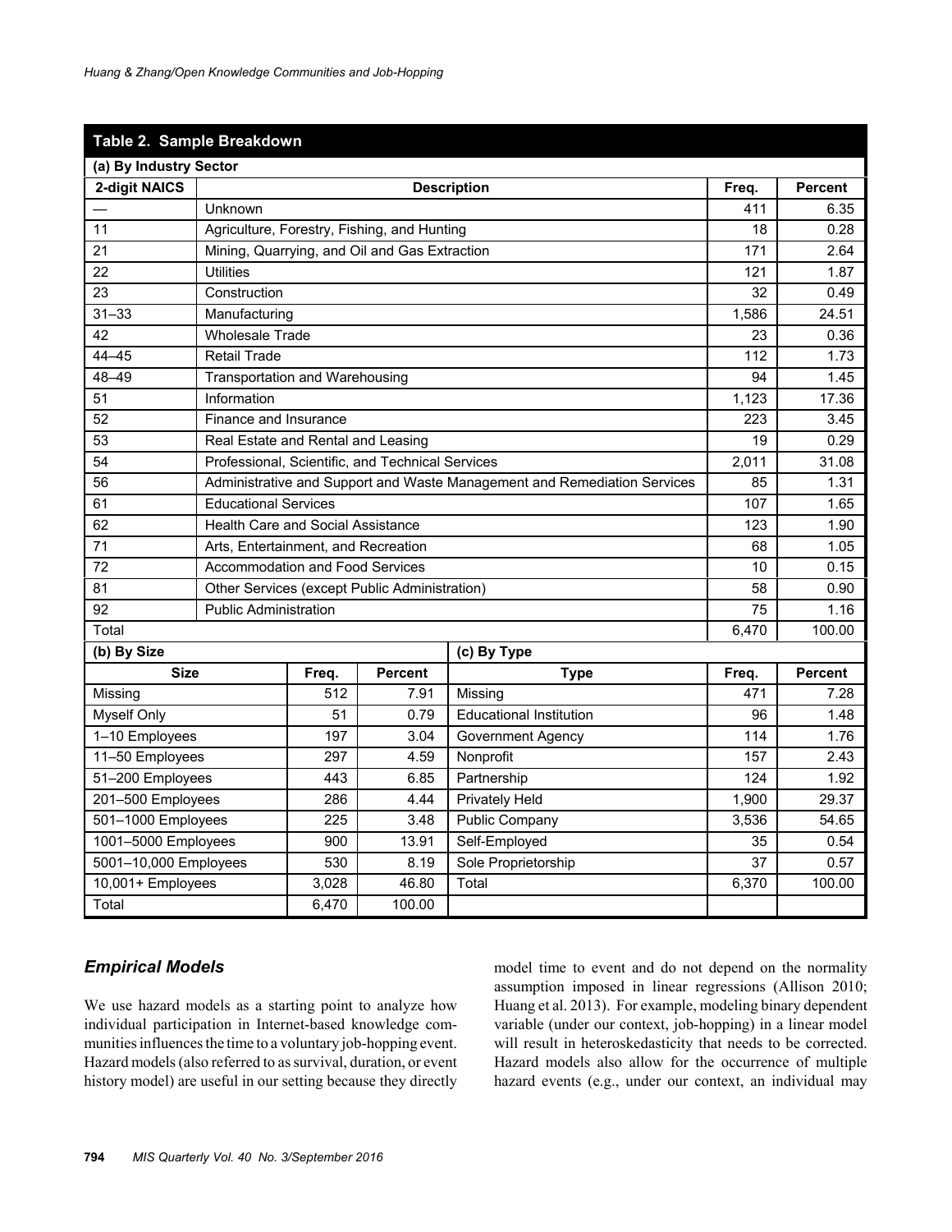**Table 2. Sample Breakdown**

**(a) By Industry Sector**

| 2-digit NAICS | Description | Freq. | Percent |
|---|---|---|---|
| — | Unknown | 411 | 6.35 |
| 11 | Agriculture, Forestry, Fishing, and Hunting | 18 | 0.28 |
| 21 | Mining, Quarrying, and Oil and Gas Extraction | 171 | 2.64 |
| 22 | Utilities | 121 | 1.87 |
| 23 | Construction | 32 | 0.49 |
| 31–33 | Manufacturing | 1,586 | 24.51 |
| 42 | Wholesale Trade | 23 | 0.36 |
| 44–45 | Retail Trade | 112 | 1.73 |
| 48–49 | Transportation and Warehousing | 94 | 1.45 |
| 51 | Information | 1,123 | 17.36 |
| 52 | Finance and Insurance | 223 | 3.45 |
| 53 | Real Estate and Rental and Leasing | 19 | 0.29 |
| 54 | Professional, Scientific, and Technical Services | 2,011 | 31.08 |
| 56 | Administrative and Support and Waste Management and Remediation Services | 85 | 1.31 |
| 61 | Educational Services | 107 | 1.65 |
| 62 | Health Care and Social Assistance | 123 | 1.90 |
| 71 | Arts, Entertainment, and Recreation | 68 | 1.05 |
| 72 | Accommodation and Food Services | 10 | 0.15 |
| 81 | Other Services (except Public Administration) | 58 | 0.90 |
| 92 | Public Administration | 75 | 1.16 |
| Total | | 6,470 | 100.00 |

**(b) By Size** / **(c) By Type**

| Size | Freq. | Percent | Type | Freq. | Percent |
|---|---|---|---|---|---|
| Missing | 512 | 7.91 | Missing | 471 | 7.28 |
| Myself Only | 51 | 0.79 | Educational Institution | 96 | 1.48 |
| 1–10 Employees | 197 | 3.04 | Government Agency | 114 | 1.76 |
| 11–50 Employees | 297 | 4.59 | Nonprofit | 157 | 2.43 |
| 51–200 Employees | 443 | 6.85 | Partnership | 124 | 1.92 |
| 201–500 Employees | 286 | 4.44 | Privately Held | 1,900 | 29.37 |
| 501–1000 Employees | 225 | 3.48 | Public Company | 3,536 | 54.65 |
| 1001–5000 Employees | 900 | 13.91 | Self-Employed | 35 | 0.54 |
| 5001–10,000 Employees | 530 | 8.19 | Sole Proprietorship | 37 | 0.57 |
| 10,001+ Employees | 3,028 | 46.80 | Total | 6,370 | 100.00 |
| Total | 6,470 | 100.00 | | | |

### *Empirical Models*

We use hazard models as a starting point to analyze how individual participation in Internet-based knowledge communities influences the time to a voluntary job-hopping event. Hazard models (also referred to as survival, duration, or event history model) are useful in our setting because they directly model time to event and do not depend on the normality assumption imposed in linear regressions (Allison 2010; Huang et al. 2013). For example, modeling binary dependent variable (under our context, job-hopping) in a linear model will result in heteroskedasticity that needs to be corrected. Hazard models also allow for the occurrence of multiple hazard events (e.g., under our context, an individual may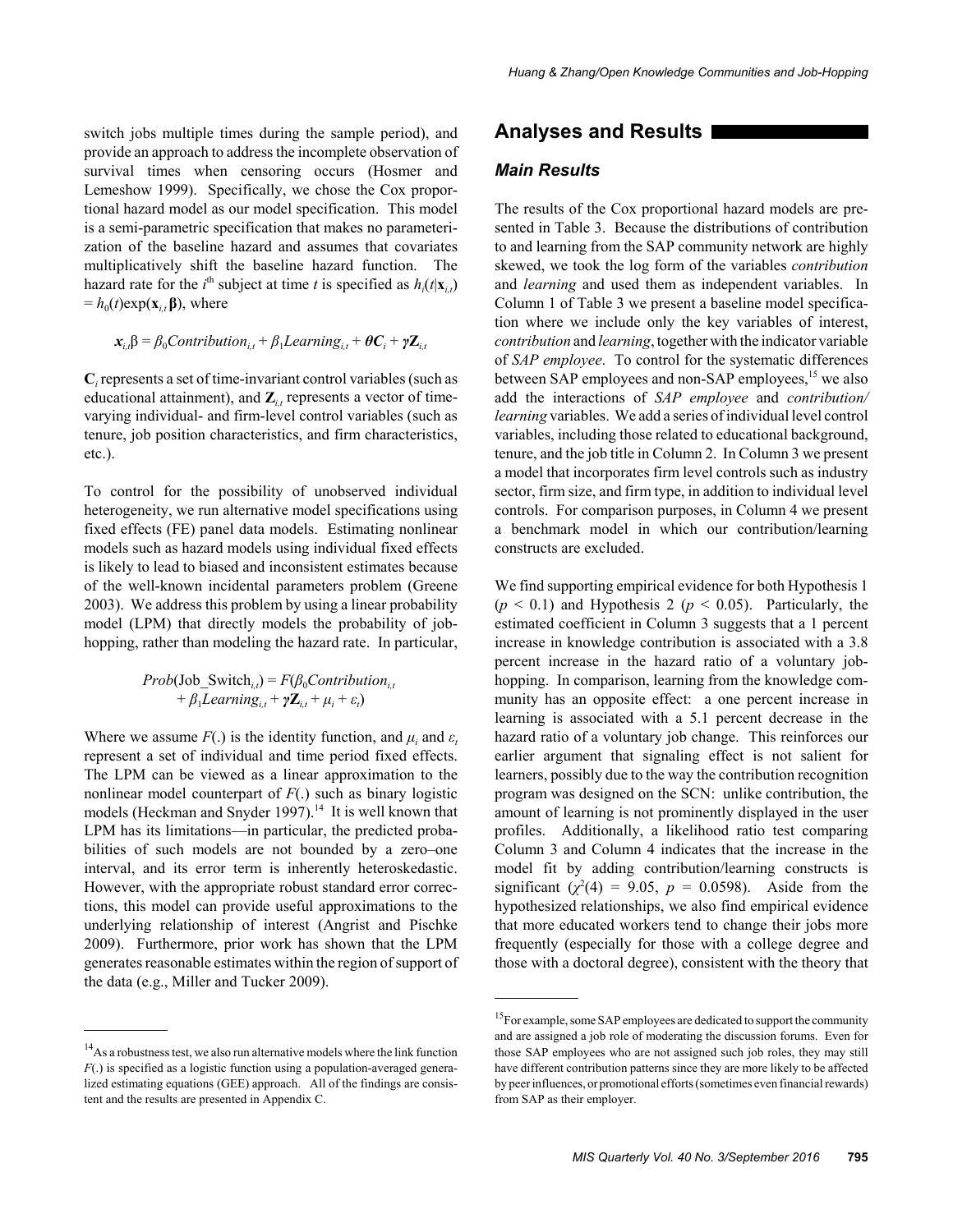switch jobs multiple times during the sample period), and provide an approach to address the incomplete observation of survival times when censoring occurs (Hosmer and Lemeshow 1999). Specifically, we chose the Cox proportional hazard model as our model specification. This model is a semi-parametric specification that makes no parameterization of the baseline hazard and assumes that covariates multiplicatively shift the baseline hazard function. The hazard rate for the $i^{th}$ subject at time $t$ is specified as $h_i(t|\mathbf{x}_{i,t}) = h_0(t)\exp(\mathbf{x}_{i,t}\boldsymbol{\beta})$, where

$$\boldsymbol{x}_{i,t}\beta = \beta_0 Contribution_{i,t} + \beta_1 Learning_{i,t} + \boldsymbol{\theta C}_i + \boldsymbol{\gamma}\mathbf{Z}_{i,t}$$

$\mathbf{C}_i$ represents a set of time-invariant control variables (such as educational attainment), and $\mathbf{Z}_{i,t}$ represents a vector of time-varying individual- and firm-level control variables (such as tenure, job position characteristics, and firm characteristics, etc.).

To control for the possibility of unobserved individual heterogeneity, we run alternative model specifications using fixed effects (FE) panel data models. Estimating nonlinear models such as hazard models using individual fixed effects is likely to lead to biased and inconsistent estimates because of the well-known incidental parameters problem (Greene 2003). We address this problem by using a linear probability model (LPM) that directly models the probability of job-hopping, rather than modeling the hazard rate. In particular,

$$Prob(\text{Job\_Switch}_{i,t}) = F(\beta_0 Contribution_{i,t} + \beta_1 Learning_{i,t} + \boldsymbol{\gamma}\mathbf{Z}_{i,t} + \mu_i + \varepsilon_t)$$

Where we assume $F(.)$ is the identity function, and $\mu_i$ and $\varepsilon_t$ represent a set of individual and time period fixed effects. The LPM can be viewed as a linear approximation to the nonlinear model counterpart of $F(.)$ such as binary logistic models (Heckman and Snyder 1997).[14] It is well known that LPM has its limitations—in particular, the predicted probabilities of such models are not bounded by a zero–one interval, and its error term is inherently heteroskedastic. However, with the appropriate robust standard error corrections, this model can provide useful approximations to the underlying relationship of interest (Angrist and Pischke 2009). Furthermore, prior work has shown that the LPM generates reasonable estimates within the region of support of the data (e.g., Miller and Tucker 2009).

## Analyses and Results

### Main Results

The results of the Cox proportional hazard models are presented in Table 3. Because the distributions of contribution to and learning from the SAP community network are highly skewed, we took the log form of the variables *contribution* and *learning* and used them as independent variables. In Column 1 of Table 3 we present a baseline model specification where we include only the key variables of interest, *contribution* and *learning*, together with the indicator variable of *SAP employee*. To control for the systematic differences between SAP employees and non-SAP employees,[15] we also add the interactions of *SAP employee* and *contribution/learning* variables. We add a series of individual level control variables, including those related to educational background, tenure, and the job title in Column 2. In Column 3 we present a model that incorporates firm level controls such as industry sector, firm size, and firm type, in addition to individual level controls. For comparison purposes, in Column 4 we present a benchmark model in which our contribution/learning constructs are excluded.

We find supporting empirical evidence for both Hypothesis 1 ($p < 0.1$) and Hypothesis 2 ($p < 0.05$). Particularly, the estimated coefficient in Column 3 suggests that a 1 percent increase in knowledge contribution is associated with a 3.8 percent increase in the hazard ratio of a voluntary job-hopping. In comparison, learning from the knowledge community has an opposite effect: a one percent increase in learning is associated with a 5.1 percent decrease in the hazard ratio of a voluntary job change. This reinforces our earlier argument that signaling effect is not salient for learners, possibly due to the way the contribution recognition program was designed on the SCN: unlike contribution, the amount of learning is not prominently displayed in the user profiles. Additionally, a likelihood ratio test comparing Column 3 and Column 4 indicates that the increase in the model fit by adding contribution/learning constructs is significant ($\chi^2(4) = 9.05$, $p = 0.0598$). Aside from the hypothesized relationships, we also find empirical evidence that more educated workers tend to change their jobs more frequently (especially for those with a college degree and those with a doctoral degree), consistent with the theory that

[14] As a robustness test, we also run alternative models where the link function $F(.)$ is specified as a logistic function using a population-averaged generalized estimating equations (GEE) approach. All of the findings are consistent and the results are presented in Appendix C.

[15] For example, some SAP employees are dedicated to support the community and are assigned a job role of moderating the discussion forums. Even for those SAP employees who are not assigned such job roles, they may still have different contribution patterns since they are more likely to be affected by peer influences, or promotional efforts (sometimes even financial rewards) from SAP as their employer.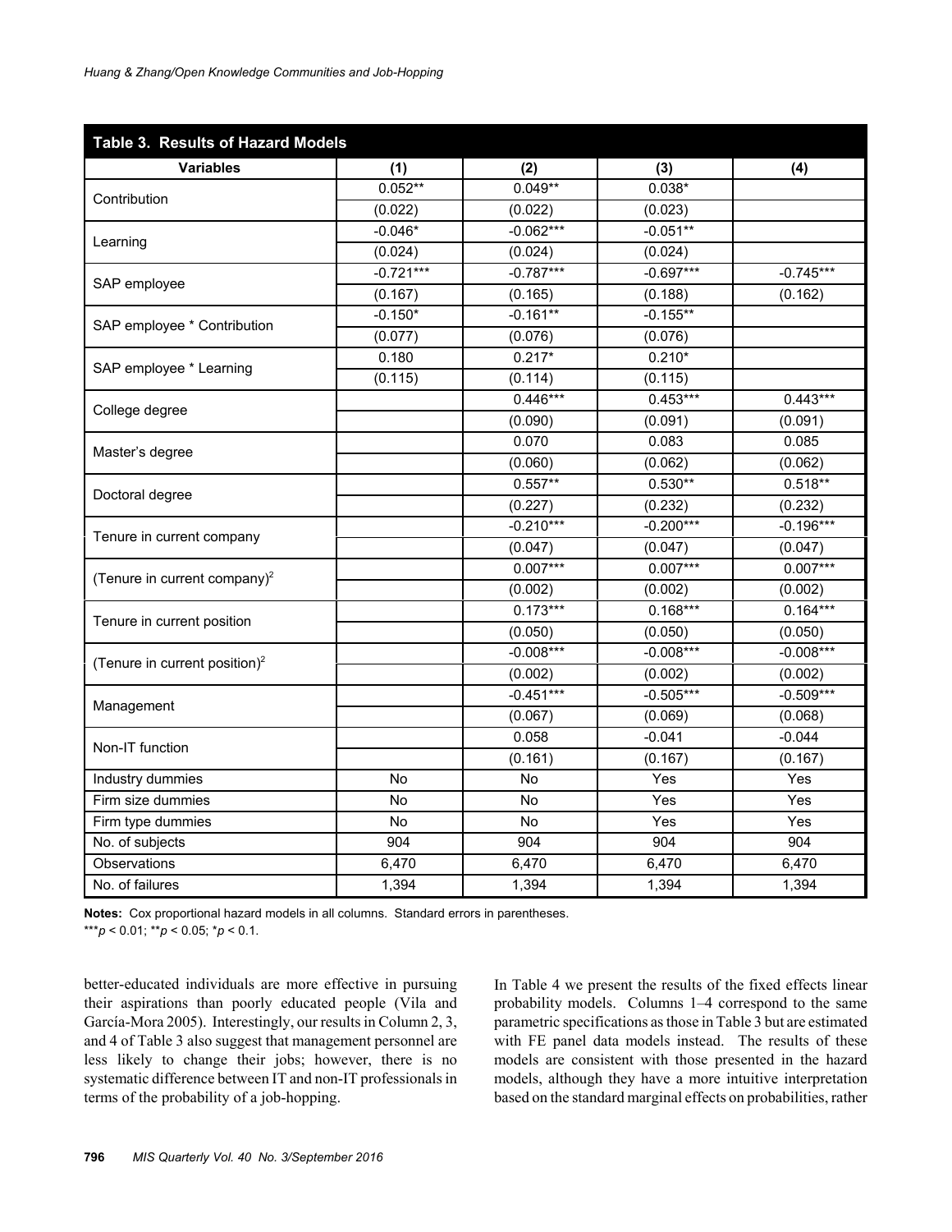**Table 3. Results of Hazard Models**

| Variables | (1) | (2) | (3) | (4) |
|---|---|---|---|---|
| Contribution | 0.052** | 0.049** | 0.038* | |
| | (0.022) | (0.022) | (0.023) | |
| Learning | -0.046* | -0.062*** | -0.051** | |
| | (0.024) | (0.024) | (0.024) | |
| SAP employee | -0.721*** | -0.787*** | -0.697*** | -0.745*** |
| | (0.167) | (0.165) | (0.188) | (0.162) |
| SAP employee * Contribution | -0.150* | -0.161** | -0.155** | |
| | (0.077) | (0.076) | (0.076) | |
| SAP employee * Learning | 0.180 | 0.217* | 0.210* | |
| | (0.115) | (0.114) | (0.115) | |
| College degree | | 0.446*** | 0.453*** | 0.443*** |
| | | (0.090) | (0.091) | (0.091) |
| Master's degree | | 0.070 | 0.083 | 0.085 |
| | | (0.060) | (0.062) | (0.062) |
| Doctoral degree | | 0.557** | 0.530** | 0.518** |
| | | (0.227) | (0.232) | (0.232) |
| Tenure in current company | | -0.210*** | -0.200*** | -0.196*** |
| | | (0.047) | (0.047) | (0.047) |
| $(\text{Tenure in current company})^2$ | | 0.007*** | 0.007*** | 0.007*** |
| | | (0.002) | (0.002) | (0.002) |
| Tenure in current position | | 0.173*** | 0.168*** | 0.164*** |
| | | (0.050) | (0.050) | (0.050) |
| $(\text{Tenure in current position})^2$ | | -0.008*** | -0.008*** | -0.008*** |
| | | (0.002) | (0.002) | (0.002) |
| Management | | -0.451*** | -0.505*** | -0.509*** |
| | | (0.067) | (0.069) | (0.068) |
| Non-IT function | | 0.058 | -0.041 | -0.044 |
| | | (0.161) | (0.167) | (0.167) |
| Industry dummies | No | No | Yes | Yes |
| Firm size dummies | No | No | Yes | Yes |
| Firm type dummies | No | No | Yes | Yes |
| No. of subjects | 904 | 904 | 904 | 904 |
| Observations | 6,470 | 6,470 | 6,470 | 6,470 |
| No. of failures | 1,394 | 1,394 | 1,394 | 1,394 |

**Notes:** Cox proportional hazard models in all columns. Standard errors in parentheses.
***$p < 0.01$; **$p < 0.05$; *$p < 0.1$.

better-educated individuals are more effective in pursuing their aspirations than poorly educated people (Vila and García-Mora 2005). Interestingly, our results in Column 2, 3, and 4 of Table 3 also suggest that management personnel are less likely to change their jobs; however, there is no systematic difference between IT and non-IT professionals in terms of the probability of a job-hopping.

In Table 4 we present the results of the fixed effects linear probability models. Columns 1–4 correspond to the same parametric specifications as those in Table 3 but are estimated with FE panel data models instead. The results of these models are consistent with those presented in the hazard models, although they have a more intuitive interpretation based on the standard marginal effects on probabilities, rather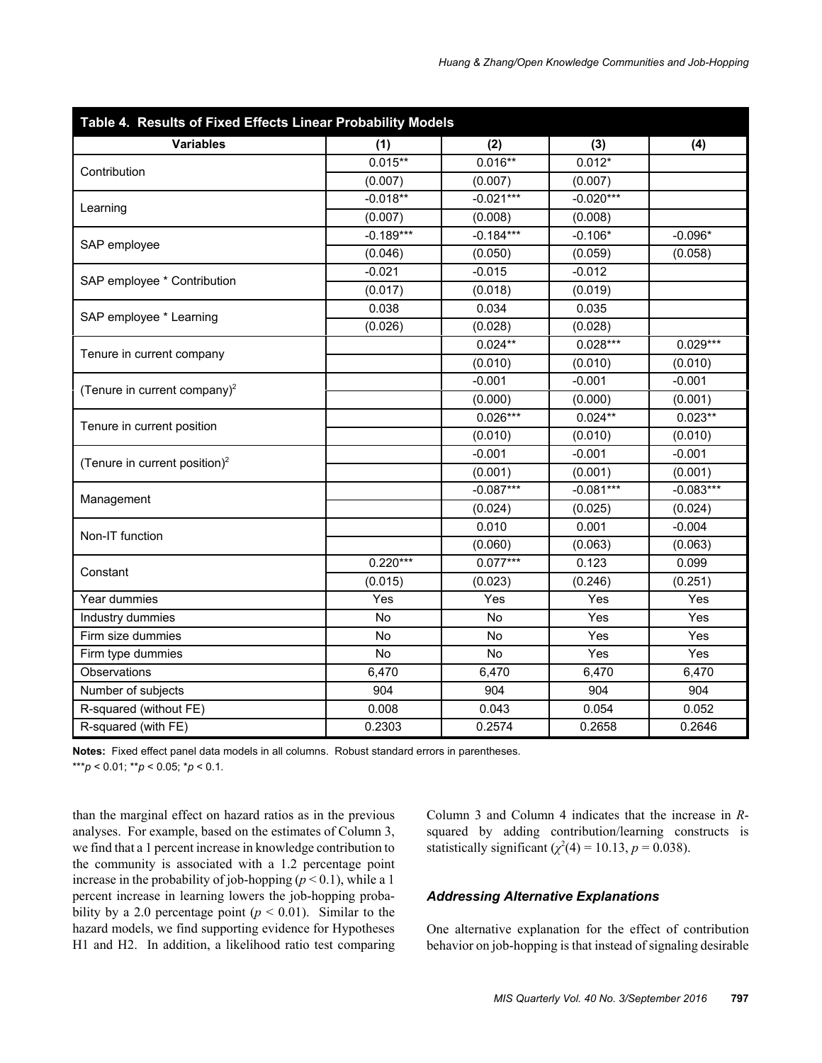**Table 4. Results of Fixed Effects Linear Probability Models**

| Variables | (1) | (2) | (3) | (4) |
|---|---|---|---|---|
| Contribution | 0.015** | 0.016** | 0.012* | |
| | (0.007) | (0.007) | (0.007) | |
| Learning | -0.018** | -0.021*** | -0.020*** | |
| | (0.007) | (0.008) | (0.008) | |
| SAP employee | -0.189*** | -0.184*** | -0.106* | -0.096* |
| | (0.046) | (0.050) | (0.059) | (0.058) |
| SAP employee * Contribution | -0.021 | -0.015 | -0.012 | |
| | (0.017) | (0.018) | (0.019) | |
| SAP employee * Learning | 0.038 | 0.034 | 0.035 | |
| | (0.026) | (0.028) | (0.028) | |
| Tenure in current company | | 0.024** | 0.028*** | 0.029*** |
| | | (0.010) | (0.010) | (0.010) |
| (Tenure in current company)$^2$ | | -0.001 | -0.001 | -0.001 |
| | | (0.000) | (0.000) | (0.001) |
| Tenure in current position | | 0.026*** | 0.024** | 0.023** |
| | | (0.010) | (0.010) | (0.010) |
| (Tenure in current position)$^2$ | | -0.001 | -0.001 | -0.001 |
| | | (0.001) | (0.001) | (0.001) |
| Management | | -0.087*** | -0.081*** | -0.083*** |
| | | (0.024) | (0.025) | (0.024) |
| Non-IT function | | 0.010 | 0.001 | -0.004 |
| | | (0.060) | (0.063) | (0.063) |
| Constant | 0.220*** | 0.077*** | 0.123 | 0.099 |
| | (0.015) | (0.023) | (0.246) | (0.251) |
| Year dummies | Yes | Yes | Yes | Yes |
| Industry dummies | No | No | Yes | Yes |
| Firm size dummies | No | No | Yes | Yes |
| Firm type dummies | No | No | Yes | Yes |
| Observations | 6,470 | 6,470 | 6,470 | 6,470 |
| Number of subjects | 904 | 904 | 904 | 904 |
| R-squared (without FE) | 0.008 | 0.043 | 0.054 | 0.052 |
| R-squared (with FE) | 0.2303 | 0.2574 | 0.2658 | 0.2646 |

**Notes:** Fixed effect panel data models in all columns. Robust standard errors in parentheses.
***$p < 0.01$; **$p < 0.05$; *$p < 0.1$.

than the marginal effect on hazard ratios as in the previous analyses. For example, based on the estimates of Column 3, we find that a 1 percent increase in knowledge contribution to the community is associated with a 1.2 percentage point increase in the probability of job-hopping ($p < 0.1$), while a 1 percent increase in learning lowers the job-hopping probability by a 2.0 percentage point ($p < 0.01$). Similar to the hazard models, we find supporting evidence for Hypotheses H1 and H2. In addition, a likelihood ratio test comparing Column 3 and Column 4 indicates that the increase in *R*-squared by adding contribution/learning constructs is statistically significant ($\chi^2(4) = 10.13$, $p = 0.038$).

### *Addressing Alternative Explanations*

One alternative explanation for the effect of contribution behavior on job-hopping is that instead of signaling desirable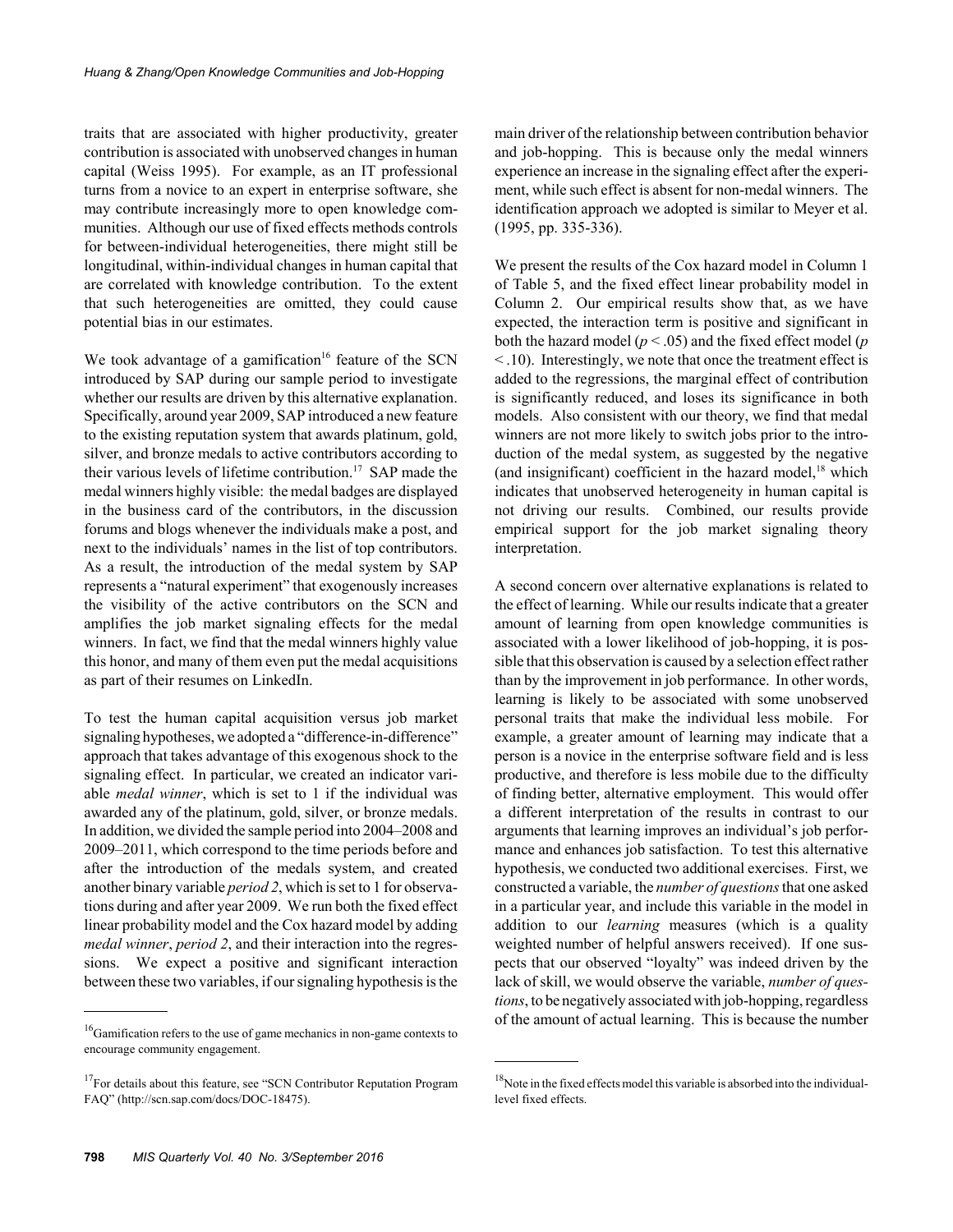traits that are associated with higher productivity, greater contribution is associated with unobserved changes in human capital (Weiss 1995). For example, as an IT professional turns from a novice to an expert in enterprise software, she may contribute increasingly more to open knowledge communities. Although our use of fixed effects methods controls for between-individual heterogeneities, there might still be longitudinal, within-individual changes in human capital that are correlated with knowledge contribution. To the extent that such heterogeneities are omitted, they could cause potential bias in our estimates.

We took advantage of a gamification[16] feature of the SCN introduced by SAP during our sample period to investigate whether our results are driven by this alternative explanation. Specifically, around year 2009, SAP introduced a new feature to the existing reputation system that awards platinum, gold, silver, and bronze medals to active contributors according to their various levels of lifetime contribution.[17] SAP made the medal winners highly visible: the medal badges are displayed in the business card of the contributors, in the discussion forums and blogs whenever the individuals make a post, and next to the individuals' names in the list of top contributors. As a result, the introduction of the medal system by SAP represents a "natural experiment" that exogenously increases the visibility of the active contributors on the SCN and amplifies the job market signaling effects for the medal winners. In fact, we find that the medal winners highly value this honor, and many of them even put the medal acquisitions as part of their resumes on LinkedIn.

To test the human capital acquisition versus job market signaling hypotheses, we adopted a "difference-in-difference" approach that takes advantage of this exogenous shock to the signaling effect. In particular, we created an indicator variable *medal winner*, which is set to 1 if the individual was awarded any of the platinum, gold, silver, or bronze medals. In addition, we divided the sample period into 2004–2008 and 2009–2011, which correspond to the time periods before and after the introduction of the medals system, and created another binary variable *period 2*, which is set to 1 for observations during and after year 2009. We run both the fixed effect linear probability model and the Cox hazard model by adding *medal winner*, *period 2*, and their interaction into the regressions. We expect a positive and significant interaction between these two variables, if our signaling hypothesis is the main driver of the relationship between contribution behavior and job-hopping. This is because only the medal winners experience an increase in the signaling effect after the experiment, while such effect is absent for non-medal winners. The identification approach we adopted is similar to Meyer et al. (1995, pp. 335-336).

We present the results of the Cox hazard model in Column 1 of Table 5, and the fixed effect linear probability model in Column 2. Our empirical results show that, as we have expected, the interaction term is positive and significant in both the hazard model ($p < .05$) and the fixed effect model ($p < .10$). Interestingly, we note that once the treatment effect is added to the regressions, the marginal effect of contribution is significantly reduced, and loses its significance in both models. Also consistent with our theory, we find that medal winners are not more likely to switch jobs prior to the introduction of the medal system, as suggested by the negative (and insignificant) coefficient in the hazard model,[18] which indicates that unobserved heterogeneity in human capital is not driving our results. Combined, our results provide empirical support for the job market signaling theory interpretation.

A second concern over alternative explanations is related to the effect of learning. While our results indicate that a greater amount of learning from open knowledge communities is associated with a lower likelihood of job-hopping, it is possible that this observation is caused by a selection effect rather than by the improvement in job performance. In other words, learning is likely to be associated with some unobserved personal traits that make the individual less mobile. For example, a greater amount of learning may indicate that a person is a novice in the enterprise software field and is less productive, and therefore is less mobile due to the difficulty of finding better, alternative employment. This would offer a different interpretation of the results in contrast to our arguments that learning improves an individual's job performance and enhances job satisfaction. To test this alternative hypothesis, we conducted two additional exercises. First, we constructed a variable, the *number of questions* that one asked in a particular year, and include this variable in the model in addition to our *learning* measures (which is a quality weighted number of helpful answers received). If one suspects that our observed "loyalty" was indeed driven by the lack of skill, we would observe the variable, *number of questions*, to be negatively associated with job-hopping, regardless of the amount of actual learning. This is because the number

[16] Gamification refers to the use of game mechanics in non-game contexts to encourage community engagement.

[17] For details about this feature, see "SCN Contributor Reputation Program FAQ" (http://scn.sap.com/docs/DOC-18475).

[18] Note in the fixed effects model this variable is absorbed into the individual-level fixed effects.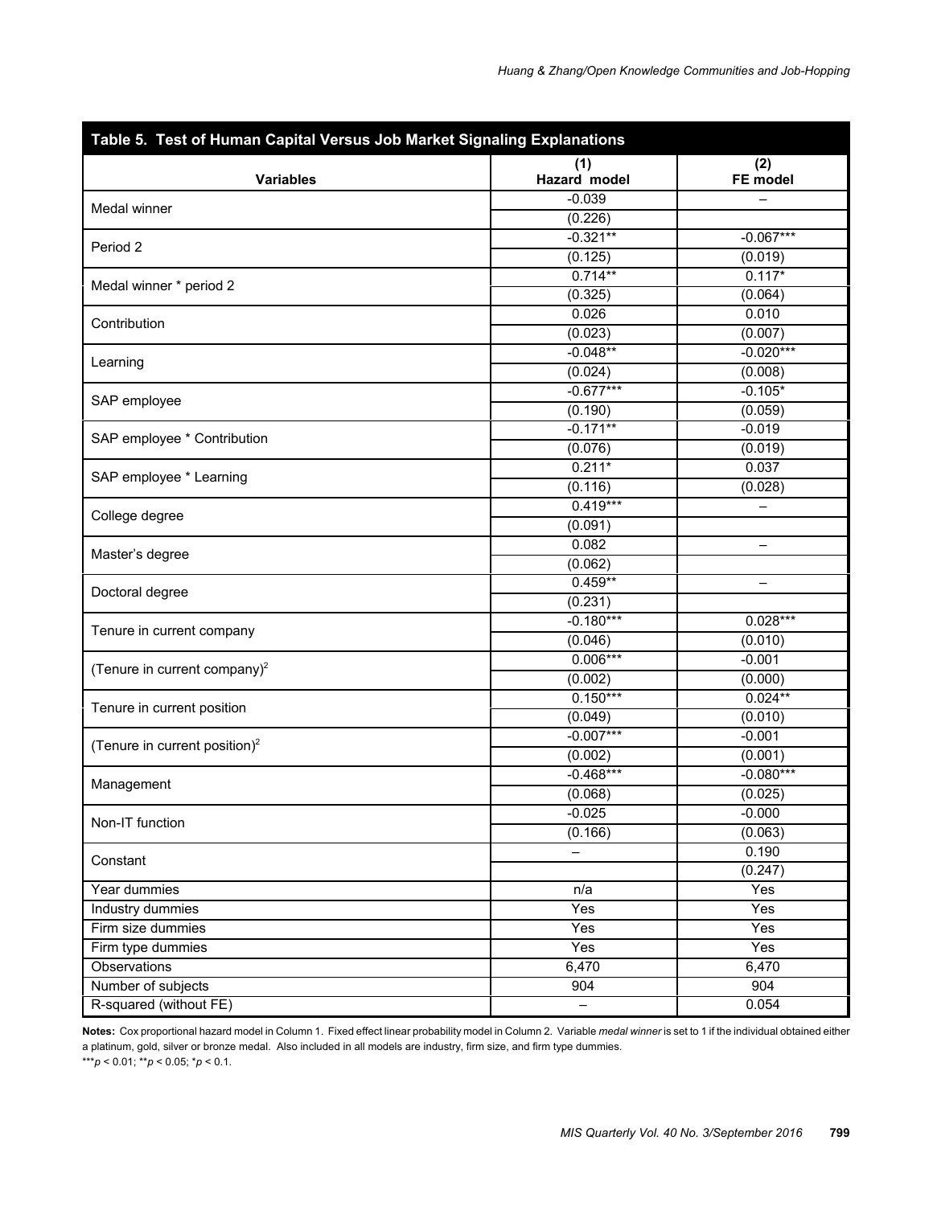**Table 5. Test of Human Capital Versus Job Market Signaling Explanations**

| Variables | (1) Hazard model | (2) FE model |
|---|---|---|
| Medal winner | -0.039 | – |
| | (0.226) | |
| Period 2 | -0.321** | -0.067*** |
| | (0.125) | (0.019) |
| Medal winner * period 2 | 0.714** | 0.117* |
| | (0.325) | (0.064) |
| Contribution | 0.026 | 0.010 |
| | (0.023) | (0.007) |
| Learning | -0.048** | -0.020*** |
| | (0.024) | (0.008) |
| SAP employee | -0.677*** | -0.105* |
| | (0.190) | (0.059) |
| SAP employee * Contribution | -0.171** | -0.019 |
| | (0.076) | (0.019) |
| SAP employee * Learning | 0.211* | 0.037 |
| | (0.116) | (0.028) |
| College degree | 0.419*** | – |
| | (0.091) | |
| Master's degree | 0.082 | – |
| | (0.062) | |
| Doctoral degree | 0.459** | – |
| | (0.231) | |
| Tenure in current company | -0.180*** | 0.028*** |
| | (0.046) | (0.010) |
| (Tenure in current company)$^2$ | 0.006*** | -0.001 |
| | (0.002) | (0.000) |
| Tenure in current position | 0.150*** | 0.024** |
| | (0.049) | (0.010) |
| (Tenure in current position)$^2$ | -0.007*** | -0.001 |
| | (0.002) | (0.001) |
| Management | -0.468*** | -0.080*** |
| | (0.068) | (0.025) |
| Non-IT function | -0.025 | -0.000 |
| | (0.166) | (0.063) |
| Constant | – | 0.190 |
| | | (0.247) |
| Year dummies | n/a | Yes |
| Industry dummies | Yes | Yes |
| Firm size dummies | Yes | Yes |
| Firm type dummies | Yes | Yes |
| Observations | 6,470 | 6,470 |
| Number of subjects | 904 | 904 |
| R-squared (without FE) | – | 0.054 |

**Notes:** Cox proportional hazard model in Column 1. Fixed effect linear probability model in Column 2. Variable *medal winner* is set to 1 if the individual obtained either a platinum, gold, silver or bronze medal. Also included in all models are industry, firm size, and firm type dummies.
***$p < 0.01$; **$p < 0.05$; *$p < 0.1$.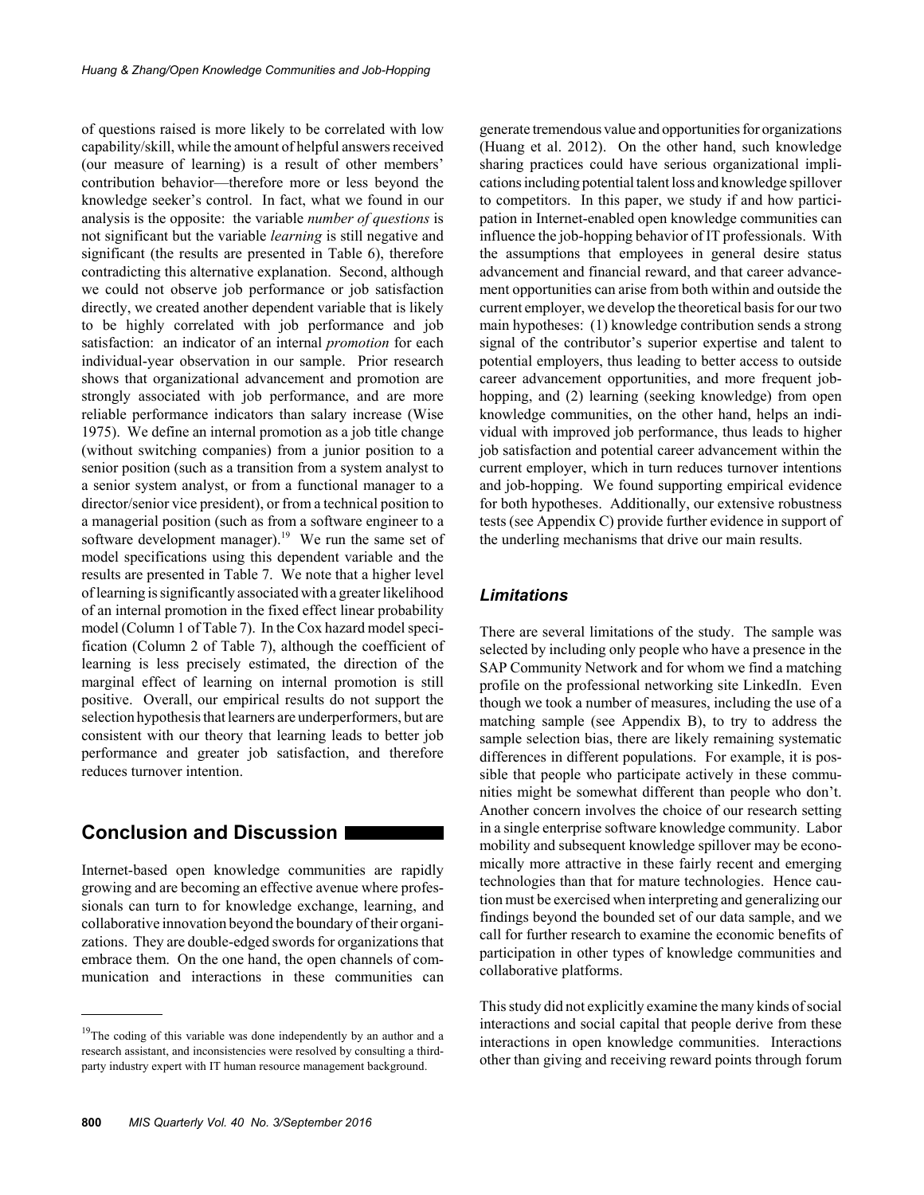of questions raised is more likely to be correlated with low capability/skill, while the amount of helpful answers received (our measure of learning) is a result of other members' contribution behavior—therefore more or less beyond the knowledge seeker's control. In fact, what we found in our analysis is the opposite: the variable *number of questions* is not significant but the variable *learning* is still negative and significant (the results are presented in Table 6), therefore contradicting this alternative explanation. Second, although we could not observe job performance or job satisfaction directly, we created another dependent variable that is likely to be highly correlated with job performance and job satisfaction: an indicator of an internal *promotion* for each individual-year observation in our sample. Prior research shows that organizational advancement and promotion are strongly associated with job performance, and are more reliable performance indicators than salary increase (Wise 1975). We define an internal promotion as a job title change (without switching companies) from a junior position to a senior position (such as a transition from a system analyst to a senior system analyst, or from a functional manager to a director/senior vice president), or from a technical position to a managerial position (such as from a software engineer to a software development manager).[19] We run the same set of model specifications using this dependent variable and the results are presented in Table 7. We note that a higher level of learning is significantly associated with a greater likelihood of an internal promotion in the fixed effect linear probability model (Column 1 of Table 7). In the Cox hazard model specification (Column 2 of Table 7), although the coefficient of learning is less precisely estimated, the direction of the marginal effect of learning on internal promotion is still positive. Overall, our empirical results do not support the selection hypothesis that learners are underperformers, but are consistent with our theory that learning leads to better job performance and greater job satisfaction, and therefore reduces turnover intention.

## Conclusion and Discussion

Internet-based open knowledge communities are rapidly growing and are becoming an effective avenue where professionals can turn to for knowledge exchange, learning, and collaborative innovation beyond the boundary of their organizations. They are double-edged swords for organizations that embrace them. On the one hand, the open channels of communication and interactions in these communities can generate tremendous value and opportunities for organizations (Huang et al. 2012). On the other hand, such knowledge sharing practices could have serious organizational implications including potential talent loss and knowledge spillover to competitors. In this paper, we study if and how participation in Internet-enabled open knowledge communities can influence the job-hopping behavior of IT professionals. With the assumptions that employees in general desire status advancement and financial reward, and that career advancement opportunities can arise from both within and outside the current employer, we develop the theoretical basis for our two main hypotheses: (1) knowledge contribution sends a strong signal of the contributor's superior expertise and talent to potential employers, thus leading to better access to outside career advancement opportunities, and more frequent job-hopping, and (2) learning (seeking knowledge) from open knowledge communities, on the other hand, helps an individual with improved job performance, thus leads to higher job satisfaction and potential career advancement within the current employer, which in turn reduces turnover intentions and job-hopping. We found supporting empirical evidence for both hypotheses. Additionally, our extensive robustness tests (see Appendix C) provide further evidence in support of the underling mechanisms that drive our main results.

### *Limitations*

There are several limitations of the study. The sample was selected by including only people who have a presence in the SAP Community Network and for whom we find a matching profile on the professional networking site LinkedIn. Even though we took a number of measures, including the use of a matching sample (see Appendix B), to try to address the sample selection bias, there are likely remaining systematic differences in different populations. For example, it is possible that people who participate actively in these communities might be somewhat different than people who don't. Another concern involves the choice of our research setting in a single enterprise software knowledge community. Labor mobility and subsequent knowledge spillover may be economically more attractive in these fairly recent and emerging technologies than that for mature technologies. Hence caution must be exercised when interpreting and generalizing our findings beyond the bounded set of our data sample, and we call for further research to examine the economic benefits of participation in other types of knowledge communities and collaborative platforms.

This study did not explicitly examine the many kinds of social interactions and social capital that people derive from these interactions in open knowledge communities. Interactions other than giving and receiving reward points through forum

---

[19] The coding of this variable was done independently by an author and a research assistant, and inconsistencies were resolved by consulting a third-party industry expert with IT human resource management background.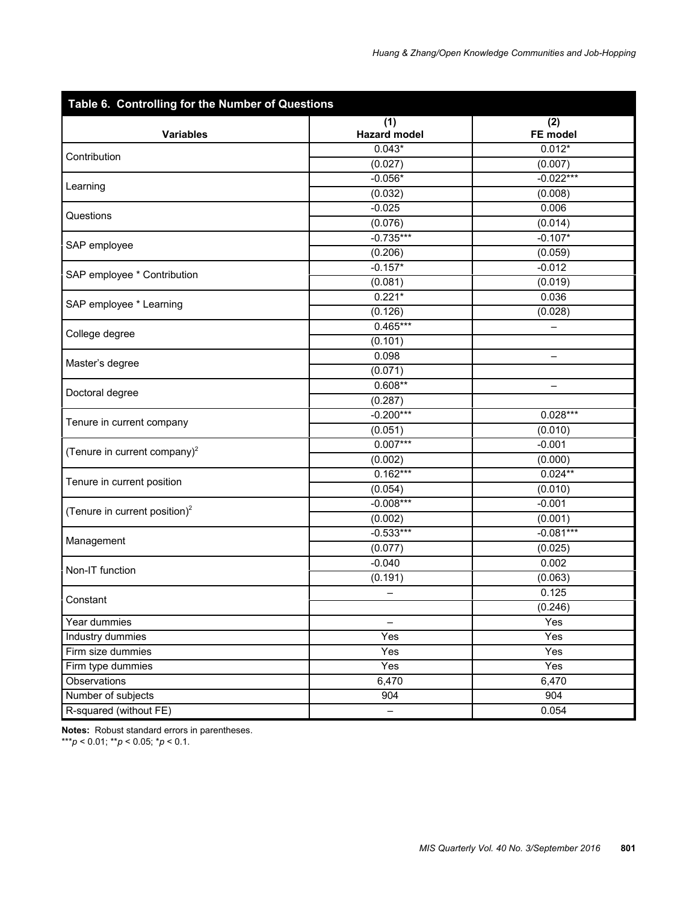**Table 6. Controlling for the Number of Questions**

| Variables | (1) Hazard model | (2) FE model |
|---|---|---|
| Contribution | 0.043* | 0.012* |
| | (0.027) | (0.007) |
| Learning | -0.056* | -0.022*** |
| | (0.032) | (0.008) |
| Questions | -0.025 | 0.006 |
| | (0.076) | (0.014) |
| SAP employee | -0.735*** | -0.107* |
| | (0.206) | (0.059) |
| SAP employee * Contribution | -0.157* | -0.012 |
| | (0.081) | (0.019) |
| SAP employee * Learning | 0.221* | 0.036 |
| | (0.126) | (0.028) |
| College degree | 0.465*** | – |
| | (0.101) | |
| Master's degree | 0.098 | – |
| | (0.071) | |
| Doctoral degree | 0.608** | – |
| | (0.287) | |
| Tenure in current company | -0.200*** | 0.028*** |
| | (0.051) | (0.010) |
| (Tenure in current company)$^2$ | 0.007*** | -0.001 |
| | (0.002) | (0.000) |
| Tenure in current position | 0.162*** | 0.024** |
| | (0.054) | (0.010) |
| (Tenure in current position)$^2$ | -0.008*** | -0.001 |
| | (0.002) | (0.001) |
| Management | -0.533*** | -0.081*** |
| | (0.077) | (0.025) |
| Non-IT function | -0.040 | 0.002 |
| | (0.191) | (0.063) |
| Constant | – | 0.125 |
| | | (0.246) |
| Year dummies | – | Yes |
| Industry dummies | Yes | Yes |
| Firm size dummies | Yes | Yes |
| Firm type dummies | Yes | Yes |
| Observations | 6,470 | 6,470 |
| Number of subjects | 904 | 904 |
| R-squared (without FE) | – | 0.054 |

**Notes:** Robust standard errors in parentheses.
***$p < 0.01$; **$p < 0.05$; *$p < 0.1$.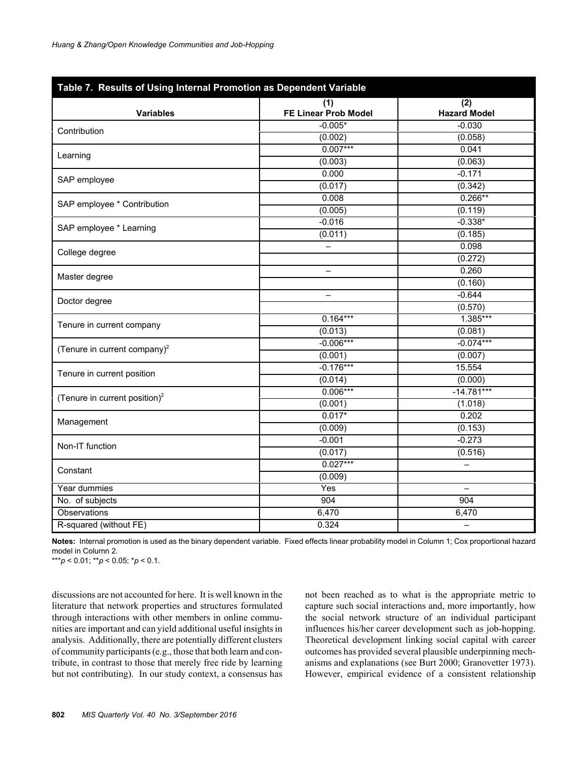**Table 7. Results of Using Internal Promotion as Dependent Variable**

| Variables | (1) FE Linear Prob Model | (2) Hazard Model |
|---|---|---|
| Contribution | -0.005* | -0.030 |
| | (0.002) | (0.058) |
| Learning | 0.007*** | 0.041 |
| | (0.003) | (0.063) |
| SAP employee | 0.000 | -0.171 |
| | (0.017) | (0.342) |
| SAP employee * Contribution | 0.008 | 0.266** |
| | (0.005) | (0.119) |
| SAP employee * Learning | -0.016 | -0.338* |
| | (0.011) | (0.185) |
| College degree | – | 0.098 |
| | | (0.272) |
| Master degree | – | 0.260 |
| | | (0.160) |
| Doctor degree | – | -0.644 |
| | | (0.570) |
| Tenure in current company | 0.164*** | 1.385*** |
| | (0.013) | (0.081) |
| (Tenure in current company)$^2$ | -0.006*** | -0.074*** |
| | (0.001) | (0.007) |
| Tenure in current position | -0.176*** | 15.554 |
| | (0.014) | (0.000) |
| (Tenure in current position)$^2$ | 0.006*** | -14.781*** |
| | (0.001) | (1.018) |
| Management | 0.017* | 0.202 |
| | (0.009) | (0.153) |
| Non-IT function | -0.001 | -0.273 |
| | (0.017) | (0.516) |
| Constant | 0.027*** | – |
| | (0.009) | |
| Year dummies | Yes | – |
| No. of subjects | 904 | 904 |
| Observations | 6,470 | 6,470 |
| R-squared (without FE) | 0.324 | – |

**Notes:** Internal promotion is used as the binary dependent variable. Fixed effects linear probability model in Column 1; Cox proportional hazard model in Column 2.

***$p < 0.01$; **$p < 0.05$; *$p < 0.1$.

discussions are not accounted for here. It is well known in the literature that network properties and structures formulated through interactions with other members in online communities are important and can yield additional useful insights in analysis. Additionally, there are potentially different clusters of community participants (e.g., those that both learn and contribute, in contrast to those that merely free ride by learning but not contributing). In our study context, a consensus has not been reached as to what is the appropriate metric to capture such social interactions and, more importantly, how the social network structure of an individual participant influences his/her career development such as job-hopping. Theoretical development linking social capital with career outcomes has provided several plausible underpinning mechanisms and explanations (see Burt 2000; Granovetter 1973). However, empirical evidence of a consistent relationship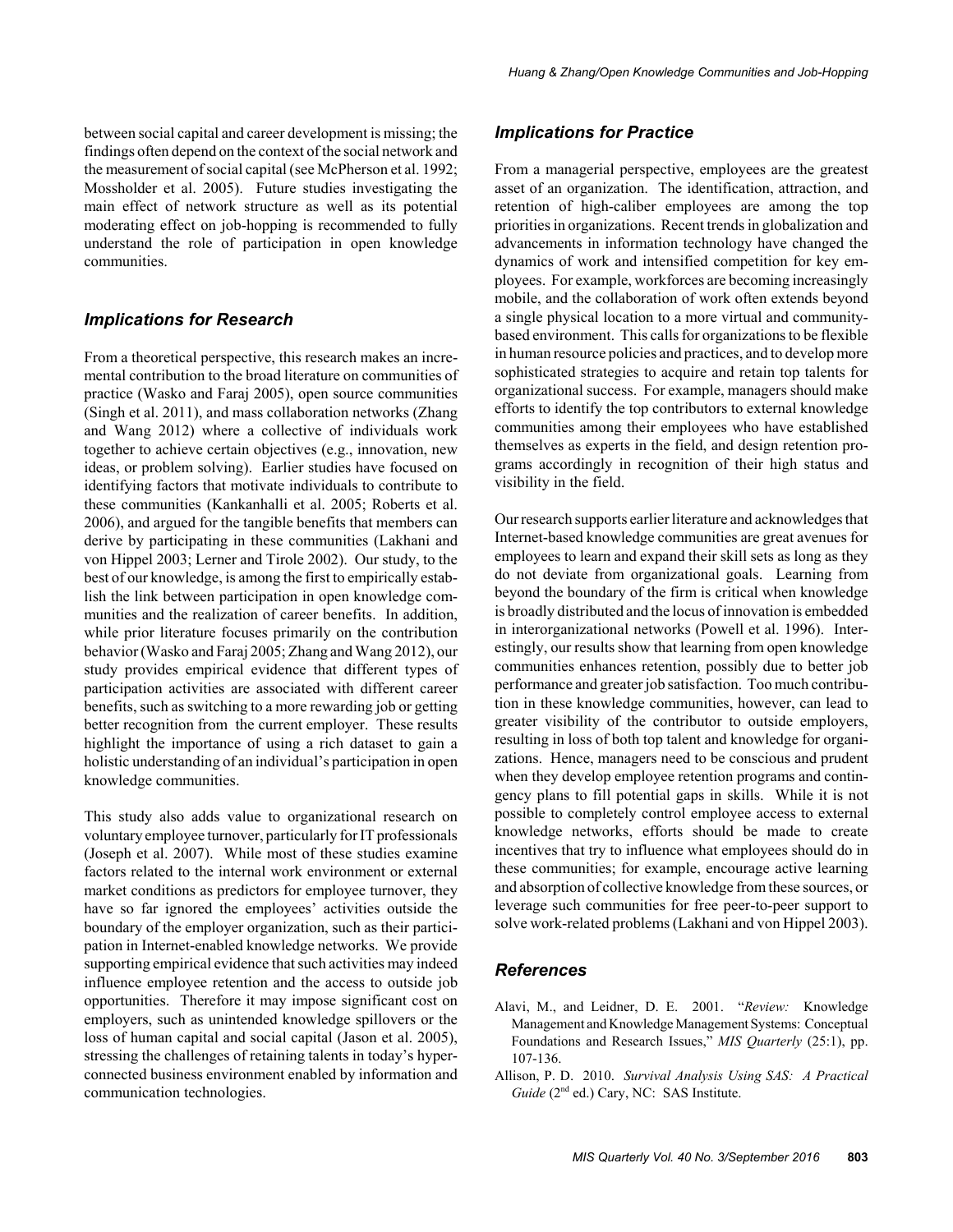between social capital and career development is missing; the findings often depend on the context of the social network and the measurement of social capital (see McPherson et al. 1992; Mossholder et al. 2005). Future studies investigating the main effect of network structure as well as its potential moderating effect on job-hopping is recommended to fully understand the role of participation in open knowledge communities.

### *Implications for Research*

From a theoretical perspective, this research makes an incremental contribution to the broad literature on communities of practice (Wasko and Faraj 2005), open source communities (Singh et al. 2011), and mass collaboration networks (Zhang and Wang 2012) where a collective of individuals work together to achieve certain objectives (e.g., innovation, new ideas, or problem solving). Earlier studies have focused on identifying factors that motivate individuals to contribute to these communities (Kankanhalli et al. 2005; Roberts et al. 2006), and argued for the tangible benefits that members can derive by participating in these communities (Lakhani and von Hippel 2003; Lerner and Tirole 2002). Our study, to the best of our knowledge, is among the first to empirically establish the link between participation in open knowledge communities and the realization of career benefits. In addition, while prior literature focuses primarily on the contribution behavior (Wasko and Faraj 2005; Zhang and Wang 2012), our study provides empirical evidence that different types of participation activities are associated with different career benefits, such as switching to a more rewarding job or getting better recognition from the current employer. These results highlight the importance of using a rich dataset to gain a holistic understanding of an individual's participation in open knowledge communities.

This study also adds value to organizational research on voluntary employee turnover, particularly for IT professionals (Joseph et al. 2007). While most of these studies examine factors related to the internal work environment or external market conditions as predictors for employee turnover, they have so far ignored the employees' activities outside the boundary of the employer organization, such as their participation in Internet-enabled knowledge networks. We provide supporting empirical evidence that such activities may indeed influence employee retention and the access to outside job opportunities. Therefore it may impose significant cost on employers, such as unintended knowledge spillovers or the loss of human capital and social capital (Jason et al. 2005), stressing the challenges of retaining talents in today's hyperconnected business environment enabled by information and communication technologies.

### *Implications for Practice*

From a managerial perspective, employees are the greatest asset of an organization. The identification, attraction, and retention of high-caliber employees are among the top priorities in organizations. Recent trends in globalization and advancements in information technology have changed the dynamics of work and intensified competition for key employees. For example, workforces are becoming increasingly mobile, and the collaboration of work often extends beyond a single physical location to a more virtual and community-based environment. This calls for organizations to be flexible in human resource policies and practices, and to develop more sophisticated strategies to acquire and retain top talents for organizational success. For example, managers should make efforts to identify the top contributors to external knowledge communities among their employees who have established themselves as experts in the field, and design retention programs accordingly in recognition of their high status and visibility in the field.

Our research supports earlier literature and acknowledges that Internet-based knowledge communities are great avenues for employees to learn and expand their skill sets as long as they do not deviate from organizational goals. Learning from beyond the boundary of the firm is critical when knowledge is broadly distributed and the locus of innovation is embedded in interorganizational networks (Powell et al. 1996). Interestingly, our results show that learning from open knowledge communities enhances retention, possibly due to better job performance and greater job satisfaction. Too much contribution in these knowledge communities, however, can lead to greater visibility of the contributor to outside employers, resulting in loss of both top talent and knowledge for organizations. Hence, managers need to be conscious and prudent when they develop employee retention programs and contingency plans to fill potential gaps in skills. While it is not possible to completely control employee access to external knowledge networks, efforts should be made to create incentives that try to influence what employees should do in these communities; for example, encourage active learning and absorption of collective knowledge from these sources, or leverage such communities for free peer-to-peer support to solve work-related problems (Lakhani and von Hippel 2003).

## *References*

Alavi, M., and Leidner, D. E. 2001. "*Review:* Knowledge Management and Knowledge Management Systems: Conceptual Foundations and Research Issues," *MIS Quarterly* (25:1), pp. 107-136.

Allison, P. D. 2010. *Survival Analysis Using SAS: A Practical Guide* (2nd ed.) Cary, NC: SAS Institute.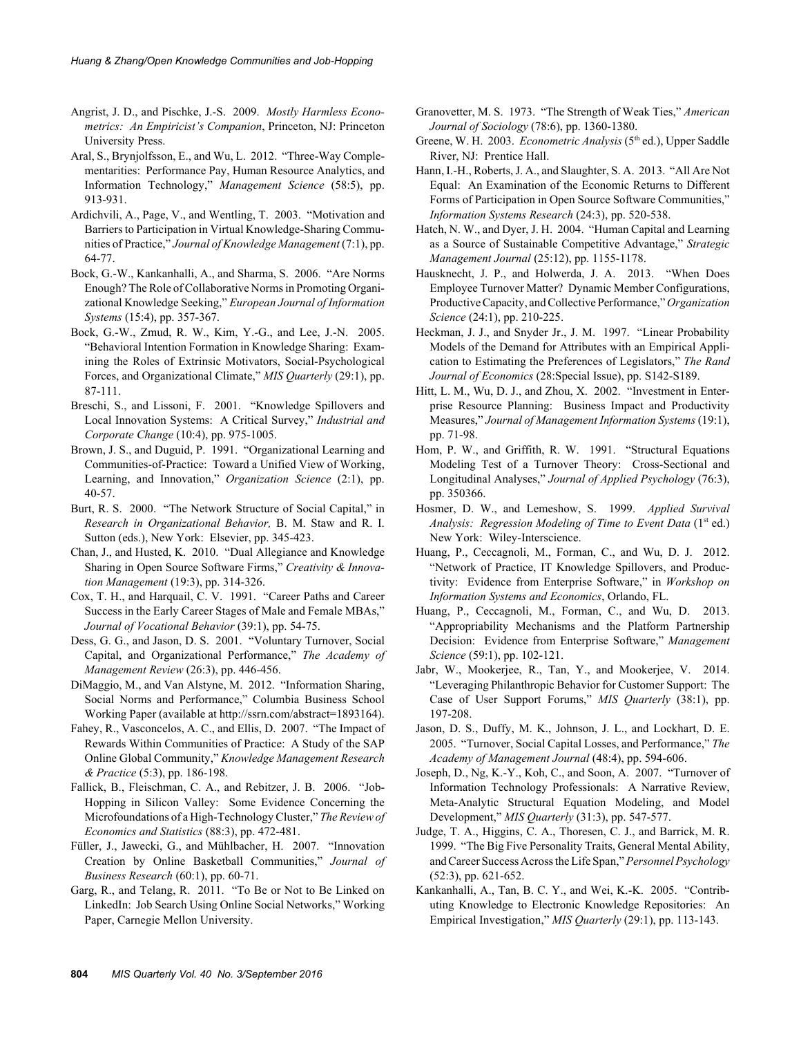Angrist, J. D., and Pischke, J.-S. 2009. *Mostly Harmless Econometrics: An Empiricist's Companion*, Princeton, NJ: Princeton University Press.

Aral, S., Brynjolfsson, E., and Wu, L. 2012. "Three-Way Complementarities: Performance Pay, Human Resource Analytics, and Information Technology," *Management Science* (58:5), pp. 913-931.

Ardichvili, A., Page, V., and Wentling, T. 2003. "Motivation and Barriers to Participation in Virtual Knowledge-Sharing Communities of Practice," *Journal of Knowledge Management* (7:1), pp. 64-77.

Bock, G.-W., Kankanhalli, A., and Sharma, S. 2006. "Are Norms Enough? The Role of Collaborative Norms in Promoting Organizational Knowledge Seeking," *European Journal of Information Systems* (15:4), pp. 357-367.

Bock, G.-W., Zmud, R. W., Kim, Y.-G., and Lee, J.-N. 2005. "Behavioral Intention Formation in Knowledge Sharing: Examining the Roles of Extrinsic Motivators, Social-Psychological Forces, and Organizational Climate," *MIS Quarterly* (29:1), pp. 87-111.

Breschi, S., and Lissoni, F. 2001. "Knowledge Spillovers and Local Innovation Systems: A Critical Survey," *Industrial and Corporate Change* (10:4), pp. 975-1005.

Brown, J. S., and Duguid, P. 1991. "Organizational Learning and Communities-of-Practice: Toward a Unified View of Working, Learning, and Innovation," *Organization Science* (2:1), pp. 40-57.

Burt, R. S. 2000. "The Network Structure of Social Capital," in *Research in Organizational Behavior,* B. M. Staw and R. I. Sutton (eds.), New York: Elsevier, pp. 345-423.

Chan, J., and Husted, K. 2010. "Dual Allegiance and Knowledge Sharing in Open Source Software Firms," *Creativity & Innovation Management* (19:3), pp. 314-326.

Cox, T. H., and Harquail, C. V. 1991. "Career Paths and Career Success in the Early Career Stages of Male and Female MBAs," *Journal of Vocational Behavior* (39:1), pp. 54-75.

Dess, G. G., and Jason, D. S. 2001. "Voluntary Turnover, Social Capital, and Organizational Performance," *The Academy of Management Review* (26:3), pp. 446-456.

DiMaggio, M., and Van Alstyne, M. 2012. "Information Sharing, Social Norms and Performance," Columbia Business School Working Paper (available at http://ssrn.com/abstract=1893164).

Fahey, R., Vasconcelos, A. C., and Ellis, D. 2007. "The Impact of Rewards Within Communities of Practice: A Study of the SAP Online Global Community," *Knowledge Management Research & Practice* (5:3), pp. 186-198.

Fallick, B., Fleischman, C. A., and Rebitzer, J. B. 2006. "Job-Hopping in Silicon Valley: Some Evidence Concerning the Microfoundations of a High-Technology Cluster," *The Review of Economics and Statistics* (88:3), pp. 472-481.

Füller, J., Jawecki, G., and Mühlbacher, H. 2007. "Innovation Creation by Online Basketball Communities," *Journal of Business Research* (60:1), pp. 60-71.

Garg, R., and Telang, R. 2011. "To Be or Not to Be Linked on LinkedIn: Job Search Using Online Social Networks," Working Paper, Carnegie Mellon University.

Granovetter, M. S. 1973. "The Strength of Weak Ties," *American Journal of Sociology* (78:6), pp. 1360-1380.

Greene, W. H. 2003. *Econometric Analysis* (5th ed.), Upper Saddle River, NJ: Prentice Hall.

Hann, I.-H., Roberts, J. A., and Slaughter, S. A. 2013. "All Are Not Equal: An Examination of the Economic Returns to Different Forms of Participation in Open Source Software Communities," *Information Systems Research* (24:3), pp. 520-538.

Hatch, N. W., and Dyer, J. H. 2004. "Human Capital and Learning as a Source of Sustainable Competitive Advantage," *Strategic Management Journal* (25:12), pp. 1155-1178.

Hausknecht, J. P., and Holwerda, J. A. 2013. "When Does Employee Turnover Matter? Dynamic Member Configurations, Productive Capacity, and Collective Performance," *Organization Science* (24:1), pp. 210-225.

Heckman, J. J., and Snyder Jr., J. M. 1997. "Linear Probability Models of the Demand for Attributes with an Empirical Application to Estimating the Preferences of Legislators," *The Rand Journal of Economics* (28:Special Issue), pp. S142-S189.

Hitt, L. M., Wu, D. J., and Zhou, X. 2002. "Investment in Enterprise Resource Planning: Business Impact and Productivity Measures," *Journal of Management Information Systems* (19:1), pp. 71-98.

Hom, P. W., and Griffith, R. W. 1991. "Structural Equations Modeling Test of a Turnover Theory: Cross-Sectional and Longitudinal Analyses," *Journal of Applied Psychology* (76:3), pp. 350366.

Hosmer, D. W., and Lemeshow, S. 1999. *Applied Survival Analysis: Regression Modeling of Time to Event Data* (1st ed.) New York: Wiley-Interscience.

Huang, P., Ceccagnoli, M., Forman, C., and Wu, D. J. 2012. "Network of Practice, IT Knowledge Spillovers, and Productivity: Evidence from Enterprise Software," in *Workshop on Information Systems and Economics*, Orlando, FL.

Huang, P., Ceccagnoli, M., Forman, C., and Wu, D. 2013. "Appropriability Mechanisms and the Platform Partnership Decision: Evidence from Enterprise Software," *Management Science* (59:1), pp. 102-121.

Jabr, W., Mookerjee, R., Tan, Y., and Mookerjee, V. 2014. "Leveraging Philanthropic Behavior for Customer Support: The Case of User Support Forums," *MIS Quarterly* (38:1), pp. 197-208.

Jason, D. S., Duffy, M. K., Johnson, J. L., and Lockhart, D. E. 2005. "Turnover, Social Capital Losses, and Performance," *The Academy of Management Journal* (48:4), pp. 594-606.

Joseph, D., Ng, K.-Y., Koh, C., and Soon, A. 2007. "Turnover of Information Technology Professionals: A Narrative Review, Meta-Analytic Structural Equation Modeling, and Model Development," *MIS Quarterly* (31:3), pp. 547-577.

Judge, T. A., Higgins, C. A., Thoresen, C. J., and Barrick, M. R. 1999. "The Big Five Personality Traits, General Mental Ability, and Career Success Across the Life Span," *Personnel Psychology* (52:3), pp. 621-652.

Kankanhalli, A., Tan, B. C. Y., and Wei, K.-K. 2005. "Contributing Knowledge to Electronic Knowledge Repositories: An Empirical Investigation," *MIS Quarterly* (29:1), pp. 113-143.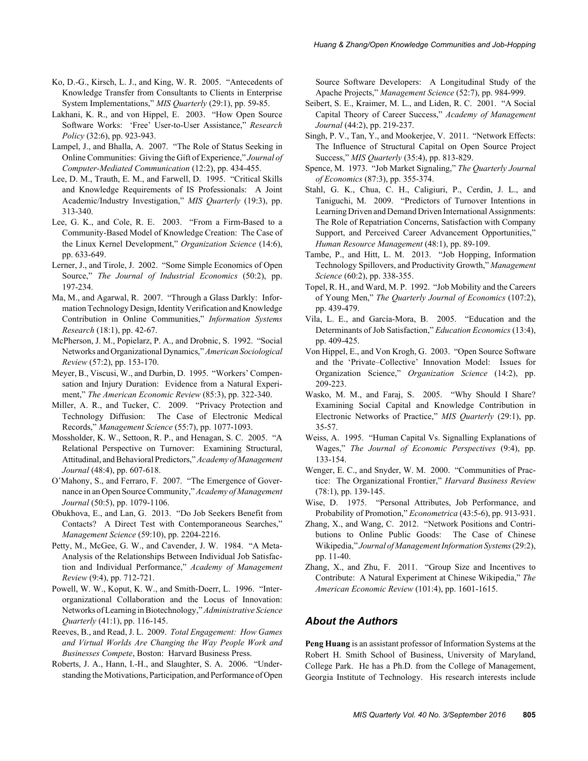Ko, D.-G., Kirsch, L. J., and King, W. R. 2005. "Antecedents of Knowledge Transfer from Consultants to Clients in Enterprise System Implementations," *MIS Quarterly* (29:1), pp. 59-85.

Lakhani, K. R., and von Hippel, E. 2003. "How Open Source Software Works: 'Free' User-to-User Assistance," *Research Policy* (32:6), pp. 923-943.

Lampel, J., and Bhalla, A. 2007. "The Role of Status Seeking in Online Communities: Giving the Gift of Experience," *Journal of Computer-Mediated Communication* (12:2), pp. 434-455.

Lee, D. M., Trauth, E. M., and Farwell, D. 1995. "Critical Skills and Knowledge Requirements of IS Professionals: A Joint Academic/Industry Investigation," *MIS Quarterly* (19:3), pp. 313-340.

Lee, G. K., and Cole, R. E. 2003. "From a Firm-Based to a Community-Based Model of Knowledge Creation: The Case of the Linux Kernel Development," *Organization Science* (14:6), pp. 633-649.

Lerner, J., and Tirole, J. 2002. "Some Simple Economics of Open Source," *The Journal of Industrial Economics* (50:2), pp. 197-234.

Ma, M., and Agarwal, R. 2007. "Through a Glass Darkly: Information Technology Design, Identity Verification and Knowledge Contribution in Online Communities," *Information Systems Research* (18:1), pp. 42-67.

McPherson, J. M., Popielarz, P. A., and Drobnic, S. 1992. "Social Networks and Organizational Dynamics," *American Sociological Review* (57:2), pp. 153-170.

Meyer, B., Viscusi, W., and Durbin, D. 1995. "Workers' Compensation and Injury Duration: Evidence from a Natural Experiment," *The American Economic Review* (85:3), pp. 322-340.

Miller, A. R., and Tucker, C. 2009. "Privacy Protection and Technology Diffusion: The Case of Electronic Medical Records," *Management Science* (55:7), pp. 1077-1093.

Mossholder, K. W., Settoon, R. P., and Henagan, S. C. 2005. "A Relational Perspective on Turnover: Examining Structural, Attitudinal, and Behavioral Predictors," *Academy of Management Journal* (48:4), pp. 607-618.

O'Mahony, S., and Ferraro, F. 2007. "The Emergence of Governance in an Open Source Community," *Academy of Management Journal* (50:5), pp. 1079-1106.

Obukhova, E., and Lan, G. 2013. "Do Job Seekers Benefit from Contacts? A Direct Test with Contemporaneous Searches," *Management Science* (59:10), pp. 2204-2216.

Petty, M., McGee, G. W., and Cavender, J. W. 1984. "A Meta-Analysis of the Relationships Between Individual Job Satisfaction and Individual Performance," *Academy of Management Review* (9:4), pp. 712-721.

Powell, W. W., Koput, K. W., and Smith-Doerr, L. 1996. "Interorganizational Collaboration and the Locus of Innovation: Networks of Learning in Biotechnology," *Administrative Science Quarterly* (41:1), pp. 116-145.

Reeves, B., and Read, J. L. 2009. *Total Engagement: How Games and Virtual Worlds Are Changing the Way People Work and Businesses Compete*, Boston: Harvard Business Press.

Roberts, J. A., Hann, I.-H., and Slaughter, S. A. 2006. "Understanding the Motivations, Participation, and Performance of Open Source Software Developers: A Longitudinal Study of the Apache Projects," *Management Science* (52:7), pp. 984-999.

Seibert, S. E., Kraimer, M. L., and Liden, R. C. 2001. "A Social Capital Theory of Career Success," *Academy of Management Journal* (44:2), pp. 219-237.

Singh, P. V., Tan, Y., and Mookerjee, V. 2011. "Network Effects: The Influence of Structural Capital on Open Source Project Success," *MIS Quarterly* (35:4), pp. 813-829.

Spence, M. 1973. "Job Market Signaling," *The Quarterly Journal of Economics* (87:3), pp. 355-374.

Stahl, G. K., Chua, C. H., Caligiuri, P., Cerdin, J. L., and Taniguchi, M. 2009. "Predictors of Turnover Intentions in Learning Driven and Demand Driven International Assignments: The Role of Repatriation Concerns, Satisfaction with Company Support, and Perceived Career Advancement Opportunities," *Human Resource Management* (48:1), pp. 89-109.

Tambe, P., and Hitt, L. M. 2013. "Job Hopping, Information Technology Spillovers, and Productivity Growth," *Management Science* (60:2), pp. 338-355.

Topel, R. H., and Ward, M. P. 1992. "Job Mobility and the Careers of Young Men," *The Quarterly Journal of Economics* (107:2), pp. 439-479.

Vila, L. E., and García-Mora, B. 2005. "Education and the Determinants of Job Satisfaction," *Education Economics* (13:4), pp. 409-425.

Von Hippel, E., and Von Krogh, G. 2003. "Open Source Software and the 'Private–Collective' Innovation Model: Issues for Organization Science," *Organization Science* (14:2), pp. 209-223.

Wasko, M. M., and Faraj, S. 2005. "Why Should I Share? Examining Social Capital and Knowledge Contribution in Electronic Networks of Practice," *MIS Quarterly* (29:1), pp. 35-57.

Weiss, A. 1995. "Human Capital Vs. Signalling Explanations of Wages," *The Journal of Economic Perspectives* (9:4), pp. 133-154.

Wenger, E. C., and Snyder, W. M. 2000. "Communities of Practice: The Organizational Frontier," *Harvard Business Review* (78:1), pp. 139-145.

Wise, D. 1975. "Personal Attributes, Job Performance, and Probability of Promotion," *Econometrica* (43:5-6), pp. 913-931.

Zhang, X., and Wang, C. 2012. "Network Positions and Contributions to Online Public Goods: The Case of Chinese Wikipedia," *Journal of Management Information Systems* (29:2), pp. 11-40.

Zhang, X., and Zhu, F. 2011. "Group Size and Incentives to Contribute: A Natural Experiment at Chinese Wikipedia," *The American Economic Review* (101:4), pp. 1601-1615.

## About the Authors

**Peng Huang** is an assistant professor of Information Systems at the Robert H. Smith School of Business, University of Maryland, College Park. He has a Ph.D. from the College of Management, Georgia Institute of Technology. His research interests include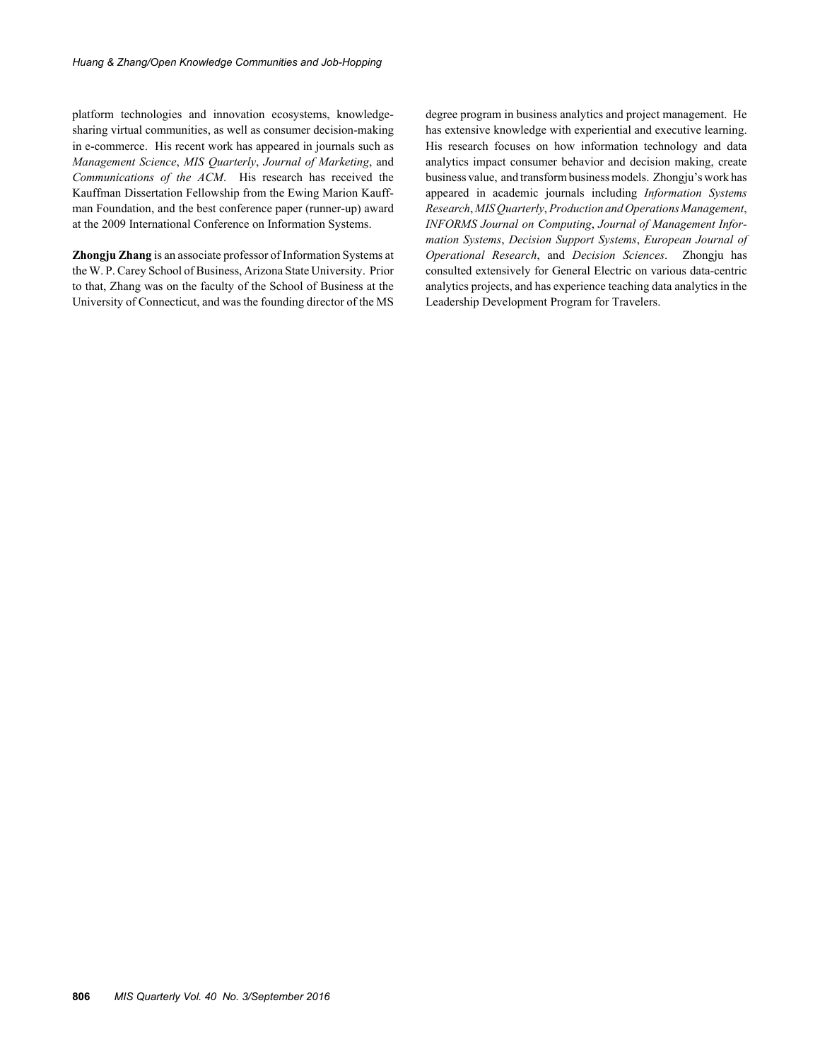platform technologies and innovation ecosystems, knowledge-sharing virtual communities, as well as consumer decision-making in e-commerce. His recent work has appeared in journals such as *Management Science*, *MIS Quarterly*, *Journal of Marketing*, and *Communications of the ACM*. His research has received the Kauffman Dissertation Fellowship from the Ewing Marion Kauffman Foundation, and the best conference paper (runner-up) award at the 2009 International Conference on Information Systems.

**Zhongju Zhang** is an associate professor of Information Systems at the W. P. Carey School of Business, Arizona State University. Prior to that, Zhang was on the faculty of the School of Business at the University of Connecticut, and was the founding director of the MS degree program in business analytics and project management. He has extensive knowledge with experiential and executive learning. His research focuses on how information technology and data analytics impact consumer behavior and decision making, create business value, and transform business models. Zhongju's work has appeared in academic journals including *Information Systems Research*, *MIS Quarterly*, *Production and Operations Management*, *INFORMS Journal on Computing*, *Journal of Management Information Systems*, *Decision Support Systems*, *European Journal of Operational Research*, and *Decision Sciences*. Zhongju has consulted extensively for General Electric on various data-centric analytics projects, and has experience teaching data analytics in the Leadership Development Program for Travelers.